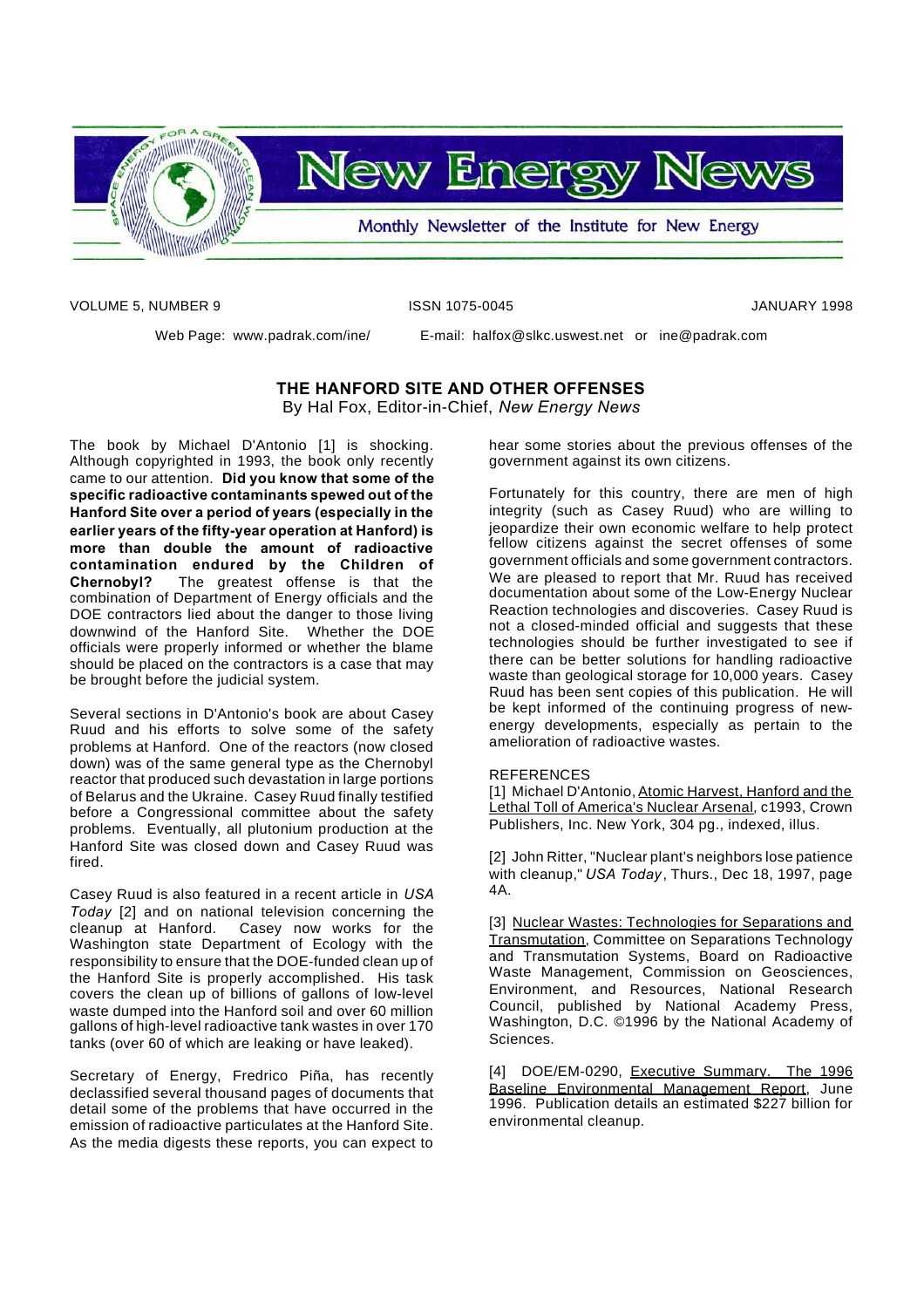# New Energy News

Monthly Newsletter of the Institute for New Energy

VOLUME 5, NUMBER 9 ISSN 1075-0045 JANUARY 1998

Web Page: www.padrak.com/ine/ E-mail: halfox@slkc.uswest.net or ine@padrak.com

## THE HANFORD SITE AND OTHER OFFENSES

By Hal Fox, Editor-in-Chief, *New Energy News*

The book by Michael D'Antonio [1] is shocking. Although copyrighted in 1993, the book only recently came to our attention. **Did you know that some of the specific radioactive contaminants spewed out of the Hanford Site over a period of years (especially in the earlier years of the fifty-year operation at Hanford) is more than double the amount of radioactive contamination endured by the Children of Chernobyl?** The greatest offense is that the combination of Department of Energy officials and the DOE contractors lied about the danger to those living downwind of the Hanford Site. Whether the DOE officials were properly informed or whether the blame should be placed on the contractors is a case that may be brought before the judicial system.

Several sections in D'Antonio's book are about Casey Ruud and his efforts to solve some of the safety problems at Hanford. One of the reactors (now closed down) was of the same general type as the Chernobyl reactor that produced such devastation in large portions of Belarus and the Ukraine. Casey Ruud finally testified before a Congressional committee about the safety problems. Eventually, all plutonium production at the Hanford Site was closed down and Casey Ruud was fired.

Casey Ruud is also featured in a recent article in *USA Today* [2] and on national television concerning the cleanup at Hanford. Casey now works for the Washington state Department of Ecology with the responsibility to ensure that the DOE-funded clean up of the Hanford Site is properly accomplished. His task covers the clean up of billions of gallons of low-level waste dumped into the Hanford soil and over 60 million gallons of high-level radioactive tank wastes in over 170 tanks (over 60 of which are leaking or have leaked).

Secretary of Energy, Fredrico Piña, has recently declassified several thousand pages of documents that detail some of the problems that have occurred in the emission of radioactive particulates at the Hanford Site. As the media digests these reports, you can expect to hear some stories about the previous offenses of the government against its own citizens.

Fortunately for this country, there are men of high integrity (such as Casey Ruud) who are willing to jeopardize their own economic welfare to help protect fellow citizens against the secret offenses of some government officials and some government contractors. We are pleased to report that Mr. Ruud has received documentation about some of the Low-Energy Nuclear Reaction technologies and discoveries. Casey Ruud is not a closed-minded official and suggests that these technologies should be further investigated to see if there can be better solutions for handling radioactive waste than geological storage for 10,000 years. Casey Ruud has been sent copies of this publication. He will be kept informed of the continuing progress of new-energy developments, especially as pertain to the amelioration of radioactive wastes.

REFERENCES

[1] Michael D'Antonio, Atomic Harvest, Hanford and the Lethal Toll of America's Nuclear Arsenal, c1993, Crown Publishers, Inc. New York, 304 pg., indexed, illus.

[2] John Ritter, "Nuclear plant's neighbors lose patience with cleanup," *USA Today*, Thurs., Dec 18, 1997, page 4A.

[3] Nuclear Wastes: Technologies for Separations and Transmutation, Committee on Separations Technology and Transmutation Systems, Board on Radioactive Waste Management, Commission on Geosciences, Environment, and Resources, National Research Council, published by National Academy Press, Washington, D.C. ©1996 by the National Academy of Sciences.

[4] DOE/EM-0290, Executive Summary. The 1996 Baseline Environmental Management Report, June 1996. Publication details an estimated $227 billion for environmental cleanup.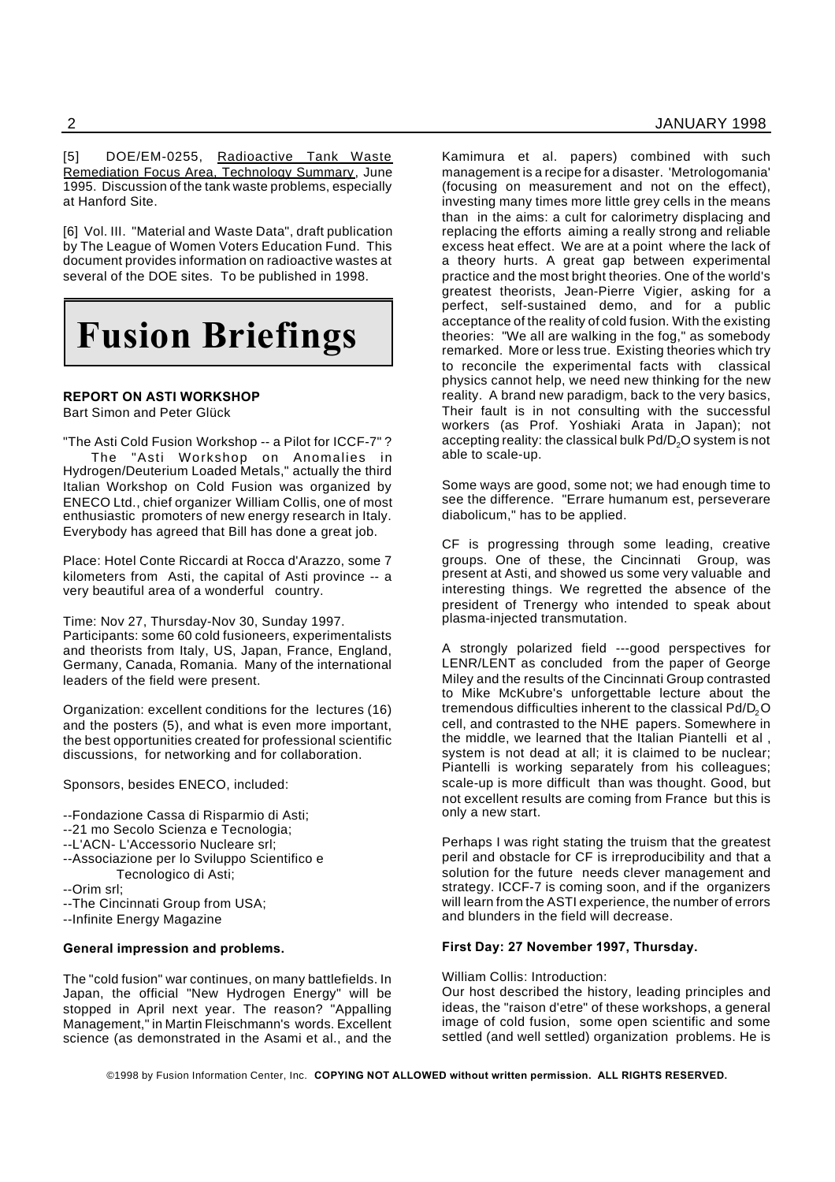[5] DOE/EM-0255, Radioactive Tank Waste Remediation Focus Area, Technology Summary, June 1995. Discussion of the tank waste problems, especially at Hanford Site.

[6] Vol. III. "Material and Waste Data", draft publication by The League of Women Voters Education Fund. This document provides information on radioactive wastes at several of the DOE sites. To be published in 1998.

# Fusion Briefings

**REPORT ON ASTI WORKSHOP**
Bart Simon and Peter Glück

"The Asti Cold Fusion Workshop -- a Pilot for ICCF-7"?

The "Asti Workshop on Anomalies in Hydrogen/Deuterium Loaded Metals," actually the third Italian Workshop on Cold Fusion was organized by ENECO Ltd., chief organizer William Collis, one of most enthusiastic promoters of new energy research in Italy. Everybody has agreed that Bill has done a great job.

Place: Hotel Conte Riccardi at Rocca d'Arazzo, some 7 kilometers from Asti, the capital of Asti province -- a very beautiful area of a wonderful country.

Time: Nov 27, Thursday-Nov 30, Sunday 1997.
Participants: some 60 cold fusioneers, experimentalists and theorists from Italy, US, Japan, France, England, Germany, Canada, Romania. Many of the international leaders of the field were present.

Organization: excellent conditions for the lectures (16) and the posters (5), and what is even more important, the best opportunities created for professional scientific discussions, for networking and for collaboration.

Sponsors, besides ENECO, included:

--Fondazione Cassa di Risparmio di Asti;
--21 mo Secolo Scienza e Tecnologia;
--L'ACN- L'Accessorio Nucleare srl;
--Associazione per lo Sviluppo Scientifico e Tecnologico di Asti;
--Orim srl;
--The Cincinnati Group from USA;
--Infinite Energy Magazine

**General impression and problems.**

The "cold fusion" war continues, on many battlefields. In Japan, the official "New Hydrogen Energy" will be stopped in April next year. The reason? "Appalling Management," in Martin Fleischmann's words. Excellent science (as demonstrated in the Asami et al., and the Kamimura et al. papers) combined with such management is a recipe for a disaster. 'Metrologomania' (focusing on measurement and not on the effect), investing many times more little grey cells in the means than in the aims: a cult for calorimetry displacing and replacing the efforts aiming a really strong and reliable excess heat effect. We are at a point where the lack of a theory hurts. A great gap between experimental practice and the most bright theories. One of the world's greatest theorists, Jean-Pierre Vigier, asking for a perfect, self-sustained demo, and for a public acceptance of the reality of cold fusion. With the existing theories: "We all are walking in the fog," as somebody remarked. More or less true. Existing theories which try to reconcile the experimental facts with classical physics cannot help, we need new thinking for the new reality. A brand new paradigm, back to the very basics, Their fault is in not consulting with the successful workers (as Prof. Yoshiaki Arata in Japan); not accepting reality: the classical bulk $Pd/D_2O$ system is not able to scale-up.

Some ways are good, some not; we had enough time to see the difference. "Errare humanum est, perseverare diabolicum," has to be applied.

CF is progressing through some leading, creative groups. One of these, the Cincinnati Group, was present at Asti, and showed us some very valuable and interesting things. We regretted the absence of the president of Trenergy who intended to speak about plasma-injected transmutation.

A strongly polarized field ---good perspectives for LENR/LENT as concluded from the paper of George Miley and the results of the Cincinnati Group contrasted to Mike McKubre's unforgettable lecture about the tremendous difficulties inherent to the classical $Pd/D_2O$ cell, and contrasted to the NHE papers. Somewhere in the middle, we learned that the Italian Piantelli et al , system is not dead at all; it is claimed to be nuclear; Piantelli is working separately from his colleagues; scale-up is more difficult than was thought. Good, but not excellent results are coming from France but this is only a new start.

Perhaps I was right stating the truism that the greatest peril and obstacle for CF is irreproducibility and that a solution for the future needs clever management and strategy. ICCF-7 is coming soon, and if the organizers will learn from the ASTI experience, the number of errors and blunders in the field will decrease.

**First Day: 27 November 1997, Thursday.**

William Collis: Introduction:
Our host described the history, leading principles and ideas, the "raison d'etre" of these workshops, a general image of cold fusion, some open scientific and some settled (and well settled) organization problems. He is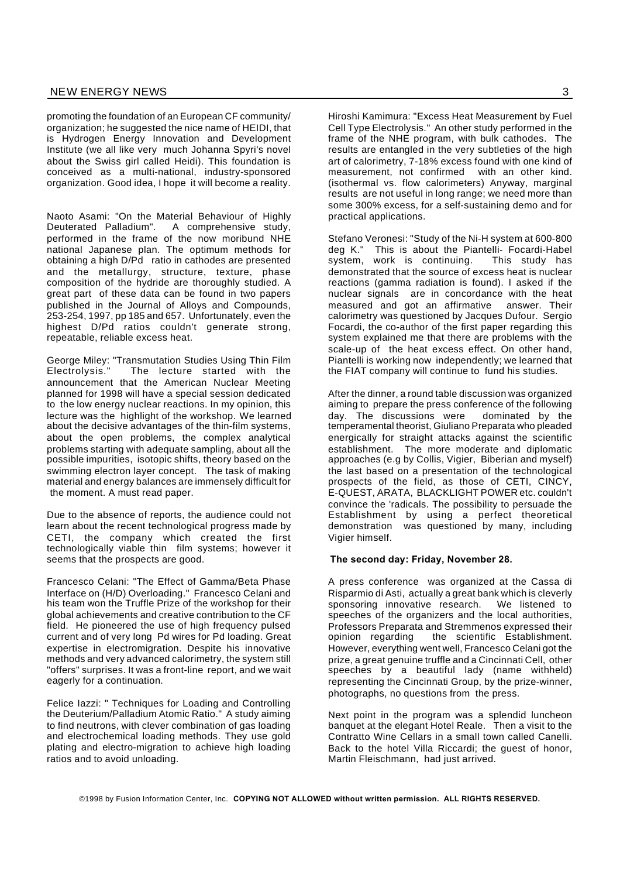promoting the foundation of an European CF community/ organization; he suggested the nice name of HEIDI, that is Hydrogen Energy Innovation and Development Institute (we all like very much Johanna Spyri's novel about the Swiss girl called Heidi). This foundation is conceived as a multi-national, industry-sponsored organization. Good idea, I hope it will become a reality.

Naoto Asami: "On the Material Behaviour of Highly Deuterated Palladium". A comprehensive study, performed in the frame of the now moribund NHE national Japanese plan. The optimum methods for obtaining a high D/Pd ratio in cathodes are presented and the metallurgy, structure, texture, phase composition of the hydride are thoroughly studied. A great part of these data can be found in two papers published in the Journal of Alloys and Compounds, 253-254, 1997, pp 185 and 657. Unfortunately, even the highest D/Pd ratios couldn't generate strong, repeatable, reliable excess heat.

George Miley: "Transmutation Studies Using Thin Film Electrolysis." The lecture started with the announcement that the American Nuclear Meeting planned for 1998 will have a special session dedicated to the low energy nuclear reactions. In my opinion, this lecture was the highlight of the workshop. We learned about the decisive advantages of the thin-film systems, about the open problems, the complex analytical problems starting with adequate sampling, about all the possible impurities, isotopic shifts, theory based on the swimming electron layer concept. The task of making material and energy balances are immensely difficult for the moment. A must read paper.

Due to the absence of reports, the audience could not learn about the recent technological progress made by CETI, the company which created the first technologically viable thin film systems; however it seems that the prospects are good.

Francesco Celani: "The Effect of Gamma/Beta Phase Interface on (H/D) Overloading." Francesco Celani and his team won the Truffle Prize of the workshop for their global achievements and creative contribution to the CF field. He pioneered the use of high frequency pulsed current and of very long Pd wires for Pd loading. Great expertise in electromigration. Despite his innovative methods and very advanced calorimetry, the system still "offers" surprises. It was a front-line report, and we wait eagerly for a continuation.

Felice Iazzi: " Techniques for Loading and Controlling the Deuterium/Palladium Atomic Ratio." A study aiming to find neutrons, with clever combination of gas loading and electrochemical loading methods. They use gold plating and electro-migration to achieve high loading ratios and to avoid unloading.

Hiroshi Kamimura: "Excess Heat Measurement by Fuel Cell Type Electrolysis." An other study performed in the frame of the NHE program, with bulk cathodes. The results are entangled in the very subtleties of the high art of calorimetry, 7-18% excess found with one kind of measurement, not confirmed with an other kind. (isothermal vs. flow calorimeters) Anyway, marginal results are not useful in long range; we need more than some 300% excess, for a self-sustaining demo and for practical applications.

Stefano Veronesi: "Study of the Ni-H system at 600-800 deg K." This is about the Piantelli- Focardi-Habel system, work is continuing. This study has demonstrated that the source of excess heat is nuclear reactions (gamma radiation is found). I asked if the nuclear signals are in concordance with the heat measured and got an affirmative answer. Their calorimetry was questioned by Jacques Dufour. Sergio Focardi, the co-author of the first paper regarding this system explained me that there are problems with the scale-up of the heat excess effect. On other hand, Piantelli is working now independently; we learned that the FIAT company will continue to fund his studies.

After the dinner, a round table discussion was organized aiming to prepare the press conference of the following day. The discussions were dominated by the temperamental theorist, Giuliano Preparata who pleaded energically for straight attacks against the scientific establishment. The more moderate and diplomatic approaches (e.g by Collis, Vigier, Biberian and myself) the last based on a presentation of the technological prospects of the field, as those of CETI, CINCY, E-QUEST, ARATA, BLACKLIGHT POWER etc. couldn't convince the 'radicals. The possibility to persuade the Establishment by using a perfect theoretical demonstration was questioned by many, including Vigier himself.

**The second day: Friday, November 28.**

A press conference was organized at the Cassa di Risparmio di Asti, actually a great bank which is cleverly sponsoring innovative research. We listened to speeches of the organizers and the local authorities, Professors Preparata and Stremmenos expressed their opinion regarding the scientific Establishment. However, everything went well, Francesco Celani got the prize, a great genuine truffle and a Cincinnati Cell, other speeches by a beautiful lady (name withheld) representing the Cincinnati Group, by the prize-winner, photographs, no questions from the press.

Next point in the program was a splendid luncheon banquet at the elegant Hotel Reale. Then a visit to the Contratto Wine Cellars in a small town called Canelli. Back to the hotel Villa Riccardi; the guest of honor, Martin Fleischmann, had just arrived.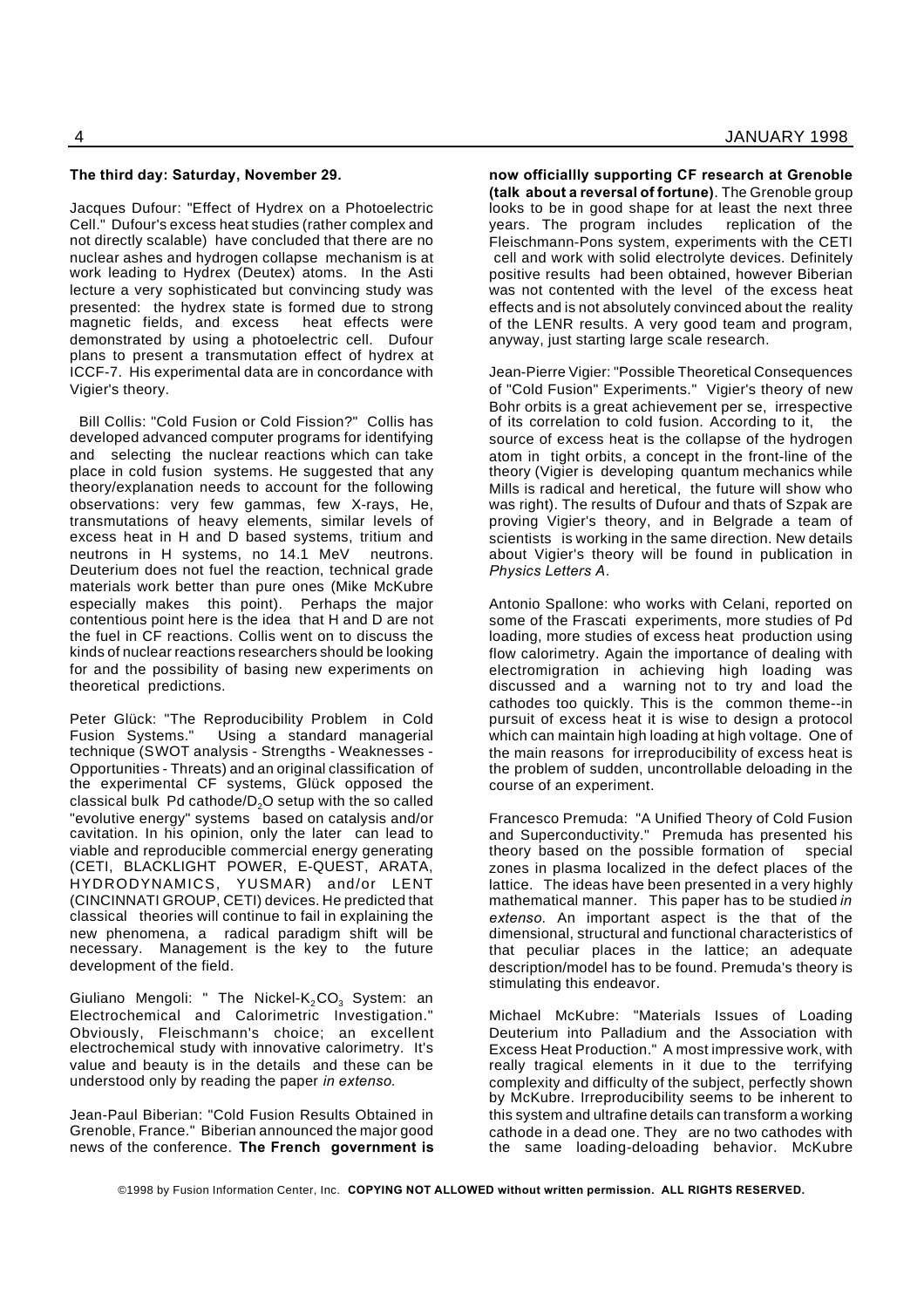**The third day: Saturday, November 29.**

Jacques Dufour: "Effect of Hydrex on a Photoelectric Cell." Dufour's excess heat studies (rather complex and not directly scalable) have concluded that there are no nuclear ashes and hydrogen collapse mechanism is at work leading to Hydrex (Deutex) atoms. In the Asti lecture a very sophisticated but convincing study was presented: the hydrex state is formed due to strong magnetic fields, and excess heat effects were demonstrated by using a photoelectric cell. Dufour plans to present a transmutation effect of hydrex at ICCF-7. His experimental data are in concordance with Vigier's theory.

Bill Collis: "Cold Fusion or Cold Fission?" Collis has developed advanced computer programs for identifying and selecting the nuclear reactions which can take place in cold fusion systems. He suggested that any theory/explanation needs to account for the following observations: very few gammas, few X-rays, He, transmutations of heavy elements, similar levels of excess heat in H and D based systems, tritium and neutrons in H systems, no 14.1 MeV neutrons. Deuterium does not fuel the reaction, technical grade materials work better than pure ones (Mike McKubre especially makes this point). Perhaps the major contentious point here is the idea that H and D are not the fuel in CF reactions. Collis went on to discuss the kinds of nuclear reactions researchers should be looking for and the possibility of basing new experiments on theoretical predictions.

Peter Glück: "The Reproducibility Problem in Cold Fusion Systems." Using a standard managerial technique (SWOT analysis - Strengths - Weaknesses - Opportunities - Threats) and an original classification of the experimental CF systems, Glück opposed the classical bulk Pd cathode/$D_2O$ setup with the so called "evolutive energy" systems based on catalysis and/or cavitation. In his opinion, only the later can lead to viable and reproducible commercial energy generating (CETI, BLACKLIGHT POWER, E-QUEST, ARATA, HYDRODYNAMICS, YUSMAR) and/or LENT (CINCINNATI GROUP, CETI) devices. He predicted that classical theories will continue to fail in explaining the new phenomena, a radical paradigm shift will be necessary. Management is the key to the future development of the field.

Giuliano Mengoli: " The Nickel-$K_2CO_3$ System: an Electrochemical and Calorimetric Investigation." Obviously, Fleischmann's choice; an excellent electrochemical study with innovative calorimetry. It's value and beauty is in the details and these can be understood only by reading the paper *in extenso*.

Jean-Paul Biberian: "Cold Fusion Results Obtained in Grenoble, France." Biberian announced the major good news of the conference. **The French government is now officiallly supporting CF research at Grenoble (talk about a reversal of fortune)**. The Grenoble group looks to be in good shape for at least the next three years. The program includes replication of the Fleischmann-Pons system, experiments with the CETI cell and work with solid electrolyte devices. Definitely positive results had been obtained, however Biberian was not contented with the level of the excess heat effects and is not absolutely convinced about the reality of the LENR results. A very good team and program, anyway, just starting large scale research.

Jean-Pierre Vigier: "Possible Theoretical Consequences of "Cold Fusion" Experiments." Vigier's theory of new Bohr orbits is a great achievement per se, irrespective of its correlation to cold fusion. According to it, the source of excess heat is the collapse of the hydrogen atom in tight orbits, a concept in the front-line of the theory (Vigier is developing quantum mechanics while Mills is radical and heretical, the future will show who was right). The results of Dufour and thats of Szpak are proving Vigier's theory, and in Belgrade a team of scientists is working in the same direction. New details about Vigier's theory will be found in publication in *Physics Letters A*.

Antonio Spallone: who works with Celani, reported on some of the Frascati experiments, more studies of Pd loading, more studies of excess heat production using flow calorimetry. Again the importance of dealing with electromigration in achieving high loading was discussed and a warning not to try and load the cathodes too quickly. This is the common theme--in pursuit of excess heat it is wise to design a protocol which can maintain high loading at high voltage. One of the main reasons for irreproducibility of excess heat is the problem of sudden, uncontrollable deloading in the course of an experiment.

Francesco Premuda: "A Unified Theory of Cold Fusion and Superconductivity." Premuda has presented his theory based on the possible formation of special zones in plasma localized in the defect places of the lattice. The ideas have been presented in a very highly mathematical manner. This paper has to be studied *in extenso*. An important aspect is the that of the dimensional, structural and functional characteristics of that peculiar places in the lattice; an adequate description/model has to be found. Premuda's theory is stimulating this endeavor.

Michael McKubre: "Materials Issues of Loading Deuterium into Palladium and the Association with Excess Heat Production." A most impressive work, with really tragical elements in it due to the terrifying complexity and difficulty of the subject, perfectly shown by McKubre. Irreproducibility seems to be inherent to this system and ultrafine details can transform a working cathode in a dead one. They are no two cathodes with the same loading-deloading behavior. McKubre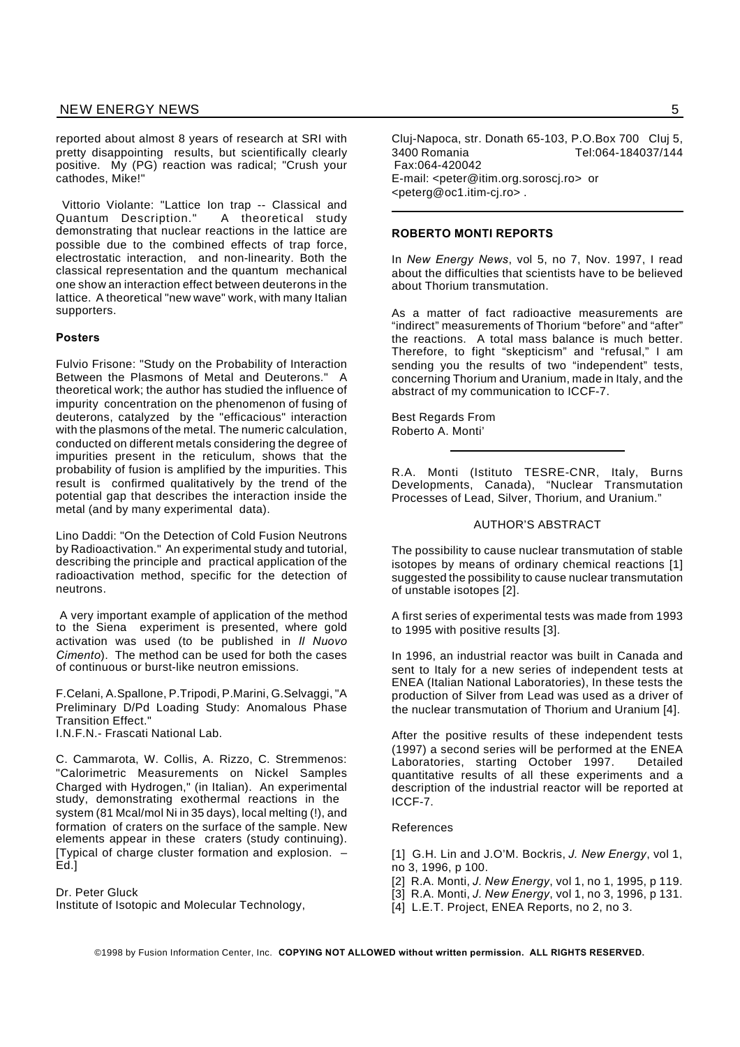reported about almost 8 years of research at SRI with pretty disappointing results, but scientifically clearly positive. My (PG) reaction was radical; "Crush your cathodes, Mike!"

Vittorio Violante: "Lattice Ion trap -- Classical and Quantum Description." A theoretical study demonstrating that nuclear reactions in the lattice are possible due to the combined effects of trap force, electrostatic interaction, and non-linearity. Both the classical representation and the quantum mechanical one show an interaction effect between deuterons in the lattice. A theoretical "new wave" work, with many Italian supporters.

**Posters**

Fulvio Frisone: "Study on the Probability of Interaction Between the Plasmons of Metal and Deuterons." A theoretical work; the author has studied the influence of impurity concentration on the phenomenon of fusing of deuterons, catalyzed by the "efficacious" interaction with the plasmons of the metal. The numeric calculation, conducted on different metals considering the degree of impurities present in the reticulum, shows that the probability of fusion is amplified by the impurities. This result is confirmed qualitatively by the trend of the potential gap that describes the interaction inside the metal (and by many experimental data).

Lino Daddi: "On the Detection of Cold Fusion Neutrons by Radioactivation." An experimental study and tutorial, describing the principle and practical application of the radioactivation method, specific for the detection of neutrons.

A very important example of application of the method to the Siena experiment is presented, where gold activation was used (to be published in *Il Nuovo Cimento*). The method can be used for both the cases of continuous or burst-like neutron emissions.

F.Celani, A.Spallone, P.Tripodi, P.Marini, G.Selvaggi, "A Preliminary D/Pd Loading Study: Anomalous Phase Transition Effect."
I.N.F.N.- Frascati National Lab.

C. Cammarota, W. Collis, A. Rizzo, C. Stremmenos: "Calorimetric Measurements on Nickel Samples Charged with Hydrogen," (in Italian). An experimental study, demonstrating exothermal reactions in the system (81 Mcal/mol Ni in 35 days), local melting (!), and formation of craters on the surface of the sample. New elements appear in these craters (study continuing). [Typical of charge cluster formation and explosion. – Ed.]

Dr. Peter Gluck
Institute of Isotopic and Molecular Technology,
Cluj-Napoca, str. Donath 65-103, P.O.Box 700 Cluj 5, 3400 Romania Tel:064-184037/144
Fax:064-420042
E-mail: <peter@itim.org.soroscj.ro> or <peterg@oc1.itim-cj.ro> .

---

**ROBERTO MONTI REPORTS**

In *New Energy News*, vol 5, no 7, Nov. 1997, I read about the difficulties that scientists have to be believed about Thorium transmutation.

As a matter of fact radioactive measurements are "indirect" measurements of Thorium "before" and "after" the reactions. A total mass balance is much better. Therefore, to fight "skepticism" and "refusal," I am sending you the results of two "independent" tests, concerning Thorium and Uranium, made in Italy, and the abstract of my communication to ICCF-7.

Best Regards From
Roberto A. Monti'

---

R.A. Monti (Istituto TESRE-CNR, Italy, Burns Developments, Canada), "Nuclear Transmutation Processes of Lead, Silver, Thorium, and Uranium."

AUTHOR'S ABSTRACT

The possibility to cause nuclear transmutation of stable isotopes by means of ordinary chemical reactions [1] suggested the possibility to cause nuclear transmutation of unstable isotopes [2].

A first series of experimental tests was made from 1993 to 1995 with positive results [3].

In 1996, an industrial reactor was built in Canada and sent to Italy for a new series of independent tests at ENEA (Italian National Laboratories), In these tests the production of Silver from Lead was used as a driver of the nuclear transmutation of Thorium and Uranium [4].

After the positive results of these independent tests (1997) a second series will be performed at the ENEA Laboratories, starting October 1997. Detailed quantitative results of all these experiments and a description of the industrial reactor will be reported at ICCF-7.

References

[1] G.H. Lin and J.O'M. Bockris, *J. New Energy*, vol 1, no 3, 1996, p 100.
[2] R.A. Monti, *J. New Energy*, vol 1, no 1, 1995, p 119.
[3] R.A. Monti, *J. New Energy*, vol 1, no 3, 1996, p 131.
[4] L.E.T. Project, ENEA Reports, no 2, no 3.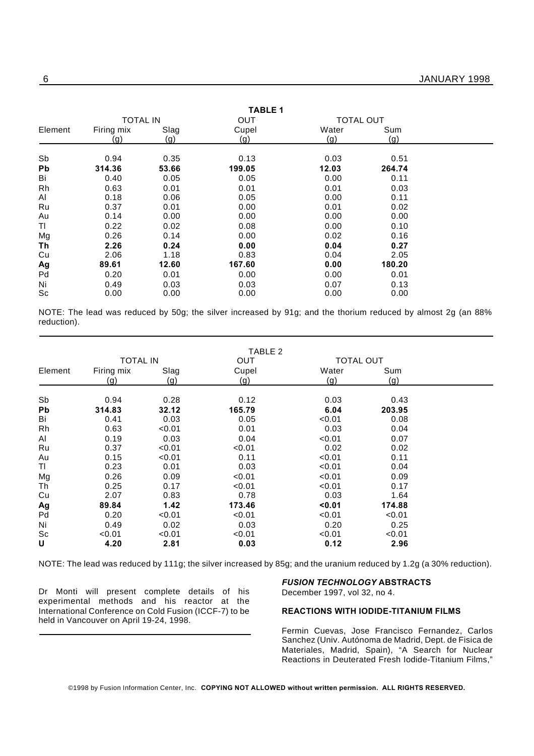**TABLE 1**

| Element | TOTAL IN Firing mix (g) | Slag (g) | OUT Cupel (g) | TOTAL OUT Water (g) | Sum (g) |
|---|---|---|---|---|---|
| Sb | 0.94 | 0.35 | 0.13 | 0.03 | 0.51 |
| **Pb** | **314.36** | **53.66** | **199.05** | **12.03** | **264.74** |
| Bi | 0.40 | 0.05 | 0.05 | 0.00 | 0.11 |
| Rh | 0.63 | 0.01 | 0.01 | 0.01 | 0.03 |
| Al | 0.18 | 0.06 | 0.05 | 0.00 | 0.11 |
| Ru | 0.37 | 0.01 | 0.00 | 0.01 | 0.02 |
| Au | 0.14 | 0.00 | 0.00 | 0.00 | 0.00 |
| Tl | 0.22 | 0.02 | 0.08 | 0.00 | 0.10 |
| Mg | 0.26 | 0.14 | 0.00 | 0.02 | 0.16 |
| **Th** | **2.26** | **0.24** | **0.00** | **0.04** | **0.27** |
| Cu | 2.06 | 1.18 | 0.83 | 0.04 | 2.05 |
| **Ag** | **89.61** | **12.60** | **167.60** | **0.00** | **180.20** |
| Pd | 0.20 | 0.01 | 0.00 | 0.00 | 0.01 |
| Ni | 0.49 | 0.03 | 0.03 | 0.07 | 0.13 |
| Sc | 0.00 | 0.00 | 0.00 | 0.00 | 0.00 |

NOTE: The lead was reduced by 50g; the silver increased by 91g; and the thorium reduced by almost 2g (an 88% reduction).

TABLE 2

| Element | TOTAL IN Firing mix (g) | Slag (g) | OUT Cupel (g) | TOTAL OUT Water (g) | Sum (g) |
|---|---|---|---|---|---|
| Sb | 0.94 | 0.28 | 0.12 | 0.03 | 0.43 |
| **Pb** | **314.83** | **32.12** | **165.79** | **6.04** | **203.95** |
| Bi | 0.41 | 0.03 | 0.05 | <0.01 | 0.08 |
| Rh | 0.63 | <0.01 | 0.01 | 0.03 | 0.04 |
| Al | 0.19 | 0.03 | 0.04 | <0.01 | 0.07 |
| Ru | 0.37 | <0.01 | <0.01 | 0.02 | 0.02 |
| Au | 0.15 | <0.01 | 0.11 | <0.01 | 0.11 |
| Tl | 0.23 | 0.01 | 0.03 | <0.01 | 0.04 |
| Mg | 0.26 | 0.09 | <0.01 | <0.01 | 0.09 |
| Th | 0.25 | 0.17 | <0.01 | <0.01 | 0.17 |
| Cu | 2.07 | 0.83 | 0.78 | 0.03 | 1.64 |
| **Ag** | **89.84** | **1.42** | **173.46** | **<0.01** | **174.88** |
| Pd | 0.20 | <0.01 | <0.01 | <0.01 | <0.01 |
| Ni | 0.49 | 0.02 | 0.03 | 0.20 | 0.25 |
| Sc | <0.01 | <0.01 | <0.01 | <0.01 | <0.01 |
| **U** | **4.20** | **2.81** | **0.03** | **0.12** | **2.96** |

NOTE: The lead was reduced by 111g; the silver increased by 85g; and the uranium reduced by 1.2g (a 30% reduction).

Dr Monti will present complete details of his experimental methods and his reactor at the International Conference on Cold Fusion (ICCF-7) to be held in Vancouver on April 19-24, 1998.

## *FUSION TECHNOLOGY* ABSTRACTS

December 1997, vol 32, no 4.

### REACTIONS WITH IODIDE-TITANIUM FILMS

Fermin Cuevas, Jose Francisco Fernandez, Carlos Sanchez (Univ. Autónoma de Madrid, Dept. de Fisica de Materiales, Madrid, Spain), "A Search for Nuclear Reactions in Deuterated Fresh Iodide-Titanium Films,"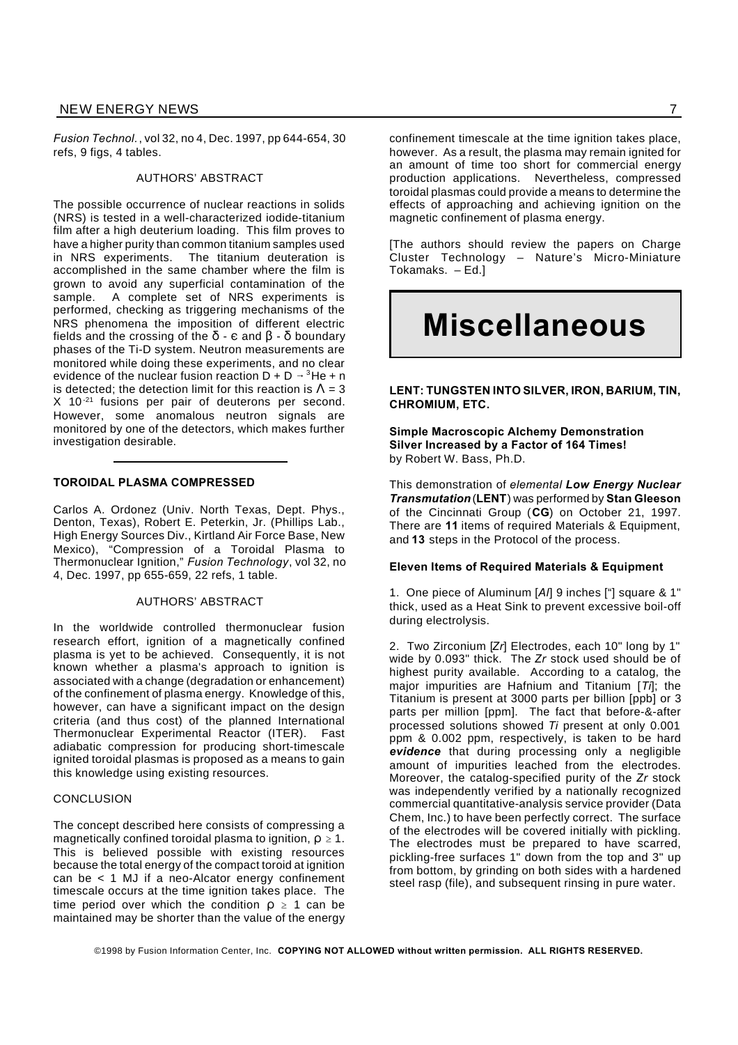*Fusion Technol.*, vol 32, no 4, Dec. 1997, pp 644-654, 30 refs, 9 figs, 4 tables.

AUTHORS' ABSTRACT

The possible occurrence of nuclear reactions in solids (NRS) is tested in a well-characterized iodide-titanium film after a high deuterium loading. This film proves to have a higher purity than common titanium samples used in NRS experiments. The titanium deuteration is accomplished in the same chamber where the film is grown to avoid any superficial contamination of the sample. A complete set of NRS experiments is performed, checking as triggering mechanisms of the NRS phenomena the imposition of different electric fields and the crossing of the $\delta$ - $\epsilon$ and $\beta$ - $\delta$ boundary phases of the Ti-D system. Neutron measurements are monitored while doing these experiments, and no clear evidence of the nuclear fusion reaction $D + D \rightarrow {}^3He + n$ is detected; the detection limit for this reaction is $\Lambda = 3 \times 10^{-21}$ fusions per pair of deuterons per second. However, some anomalous neutron signals are monitored by one of the detectors, which makes further investigation desirable.

---

**TOROIDAL PLASMA COMPRESSED**

Carlos A. Ordonez (Univ. North Texas, Dept. Phys., Denton, Texas), Robert E. Peterkin, Jr. (Phillips Lab., High Energy Sources Div., Kirtland Air Force Base, New Mexico), "Compression of a Toroidal Plasma to Thermonuclear Ignition," *Fusion Technology*, vol 32, no 4, Dec. 1997, pp 655-659, 22 refs, 1 table.

AUTHORS' ABSTRACT

In the worldwide controlled thermonuclear fusion research effort, ignition of a magnetically confined plasma is yet to be achieved. Consequently, it is not known whether a plasma's approach to ignition is associated with a change (degradation or enhancement) of the confinement of plasma energy. Knowledge of this, however, can have a significant impact on the design criteria (and thus cost) of the planned International Thermonuclear Experimental Reactor (ITER). Fast adiabatic compression for producing short-timescale ignited toroidal plasmas is proposed as a means to gain this knowledge using existing resources.

CONCLUSION

The concept described here consists of compressing a magnetically confined toroidal plasma to ignition, $\rho \geq 1$. This is believed possible with existing resources because the total energy of the compact toroid at ignition can be < 1 MJ if a neo-Alcator energy confinement timescale occurs at the time ignition takes place. The time period over which the condition $\rho \geq 1$ can be maintained may be shorter than the value of the energy confinement timescale at the time ignition takes place, however. As a result, the plasma may remain ignited for an amount of time too short for commercial energy production applications. Nevertheless, compressed toroidal plasmas could provide a means to determine the effects of approaching and achieving ignition on the magnetic confinement of plasma energy.

[The authors should review the papers on Charge Cluster Technology – Nature's Micro-Miniature Tokamaks. – Ed.]

# Miscellaneous

**LENT: TUNGSTEN INTO SILVER, IRON, BARIUM, TIN, CHROMIUM, ETC.**

**Simple Macroscopic Alchemy Demonstration**
**Silver Increased by a Factor of 164 Times!**
by Robert W. Bass, Ph.D.

This demonstration of *elemental* ***Low Energy Nuclear Transmutation*** (**LENT**) was performed by **Stan Gleeson** of the Cincinnati Group (**CG**) on October 21, 1997. There are **11** items of required Materials & Equipment, and **13** steps in the Protocol of the process.

**Eleven Items of Required Materials & Equipment**

1. One piece of Aluminum [*Al*] 9 inches ["] square & 1" thick, used as a Heat Sink to prevent excessive boil-off during electrolysis.

2. Two Zirconium [*Zr*] Electrodes, each 10" long by 1" wide by 0.093" thick. The *Zr* stock used should be of highest purity available. According to a catalog, the major impurities are Hafnium and Titanium [*Ti*]; the Titanium is present at 3000 parts per billion [ppb] or 3 parts per million [ppm]. The fact that before-&-after processed solutions showed *Ti* present at only 0.001 ppm & 0.002 ppm, respectively, is taken to be hard ***evidence*** that during processing only a negligible amount of impurities leached from the electrodes. Moreover, the catalog-specified purity of the *Zr* stock was independently verified by a nationally recognized commercial quantitative-analysis service provider (Data Chem, Inc.) to have been perfectly correct. The surface of the electrodes will be covered initially with pickling. The electrodes must be prepared to have scarred, pickling-free surfaces 1" down from the top and 3" up from bottom, by grinding on both sides with a hardened steel rasp (file), and subsequent rinsing in pure water.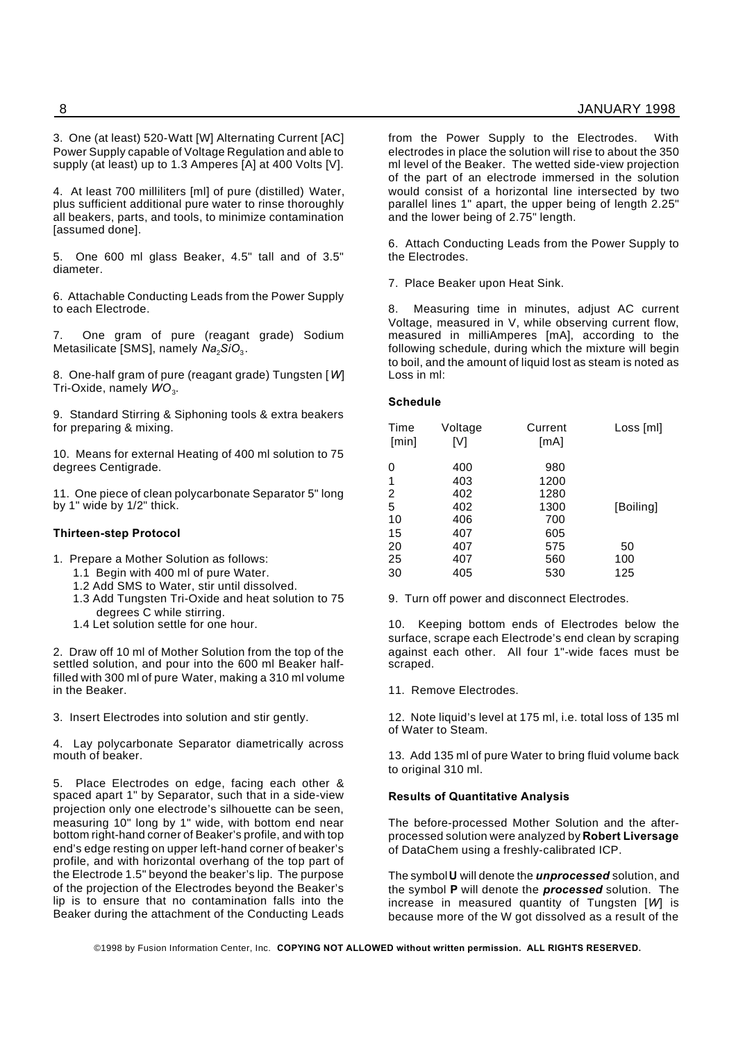3. One (at least) 520-Watt [W] Alternating Current [AC] Power Supply capable of Voltage Regulation and able to supply (at least) up to 1.3 Amperes [A] at 400 Volts [V].

4. At least 700 milliliters [ml] of pure (distilled) Water, plus sufficient additional pure water to rinse thoroughly all beakers, parts, and tools, to minimize contamination [assumed done].

5. One 600 ml glass Beaker, 4.5" tall and of 3.5" diameter.

6. Attachable Conducting Leads from the Power Supply to each Electrode.

7. One gram of pure (reagant grade) Sodium Metasilicate [SMS], namely $Na_2SiO_3$.

8. One-half gram of pure (reagant grade) Tungsten [*W*] Tri-Oxide, namely $WO_3$.

9. Standard Stirring & Siphoning tools & extra beakers for preparing & mixing.

10. Means for external Heating of 400 ml solution to 75 degrees Centigrade.

11. One piece of clean polycarbonate Separator 5" long by 1" wide by 1/2" thick.

**Thirteen-step Protocol**

1. Prepare a Mother Solution as follows:
   - 1.1 Begin with 400 ml of pure Water.
   - 1.2 Add SMS to Water, stir until dissolved.
   - 1.3 Add Tungsten Tri-Oxide and heat solution to 75 degrees C while stirring.
   - 1.4 Let solution settle for one hour.

2. Draw off 10 ml of Mother Solution from the top of the settled solution, and pour into the 600 ml Beaker half-filled with 300 ml of pure Water, making a 310 ml volume in the Beaker.

3. Insert Electrodes into solution and stir gently.

4. Lay polycarbonate Separator diametrically across mouth of beaker.

5. Place Electrodes on edge, facing each other & spaced apart 1" by Separator, such that in a side-view projection only one electrode's silhouette can be seen, measuring 10" long by 1" wide, with bottom end near bottom right-hand corner of Beaker's profile, and with top end's edge resting on upper left-hand corner of beaker's profile, and with horizontal overhang of the top part of the Electrode 1.5" beyond the beaker's lip. The purpose of the projection of the Electrodes beyond the Beaker's lip is to ensure that no contamination falls into the Beaker during the attachment of the Conducting Leads from the Power Supply to the Electrodes. With electrodes in place the solution will rise to about the 350 ml level of the Beaker. The wetted side-view projection of the part of an electrode immersed in the solution would consist of a horizontal line intersected by two parallel lines 1" apart, the upper being of length 2.25" and the lower being of 2.75" length.

6. Attach Conducting Leads from the Power Supply to the Electrodes.

7. Place Beaker upon Heat Sink.

8. Measuring time in minutes, adjust AC current Voltage, measured in V, while observing current flow, measured in milliAmperes [mA], according to the following schedule, during which the mixture will begin to boil, and the amount of liquid lost as steam is noted as Loss in ml:

**Schedule**

| Time [min] | Voltage [V] | Current [mA] | Loss [ml] |
|---|---|---|---|
| 0 | 400 | 980 | |
| 1 | 403 | 1200 | |
| 2 | 402 | 1280 | |
| 5 | 402 | 1300 | [Boiling] |
| 10 | 406 | 700 | |
| 15 | 407 | 605 | |
| 20 | 407 | 575 | 50 |
| 25 | 407 | 560 | 100 |
| 30 | 405 | 530 | 125 |

9. Turn off power and disconnect Electrodes.

10. Keeping bottom ends of Electrodes below the surface, scrape each Electrode's end clean by scraping against each other. All four 1"-wide faces must be scraped.

11. Remove Electrodes.

12. Note liquid's level at 175 ml, i.e. total loss of 135 ml of Water to Steam.

13. Add 135 ml of pure Water to bring fluid volume back to original 310 ml.

**Results of Quantitative Analysis**

The before-processed Mother Solution and the after-processed solution were analyzed by **Robert Liversage** of DataChem using a freshly-calibrated ICP.

The symbol **U** will denote the ***unprocessed*** solution, and the symbol **P** will denote the ***processed*** solution. The increase in measured quantity of Tungsten [*W*] is because more of the W got dissolved as a result of the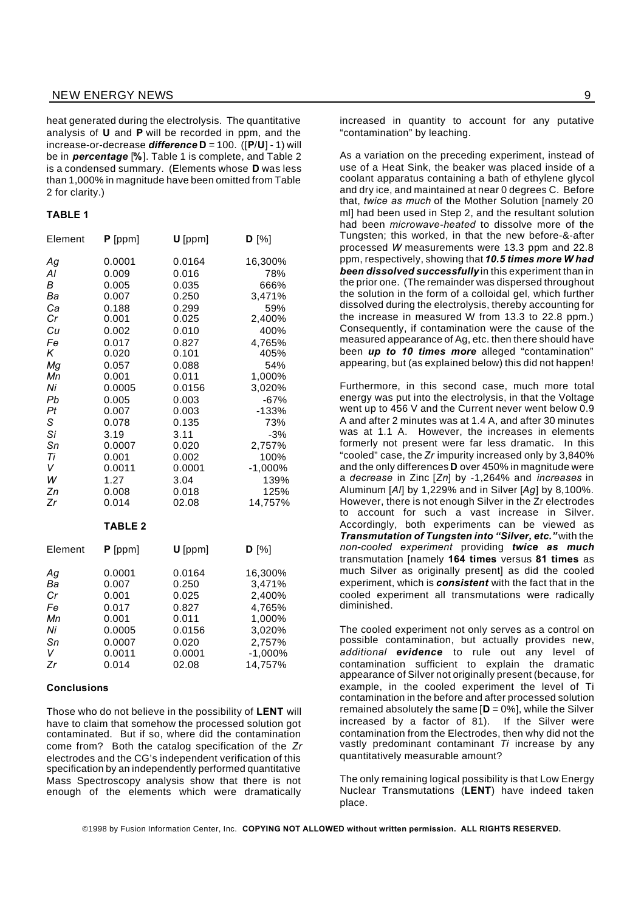heat generated during the electrolysis. The quantitative analysis of **U** and **P** will be recorded in ppm, and the increase-or-decrease ***difference*** **D** = 100. ([**P**/**U**] - 1) will be in ***percentage*** [**%**]. Table 1 is complete, and Table 2 is a condensed summary. (Elements whose **D** was less than 1,000% in magnitude have been omitted from Table 2 for clarity.)

**TABLE 1**

| Element | **P** [ppm] | **U** [ppm] | **D** [%] |
|---|---|---|---|
| *Ag* | 0.0001 | 0.0164 | 16,300% |
| *Al* | 0.009 | 0.016 | 78% |
| *B* | 0.005 | 0.035 | 666% |
| *Ba* | 0.007 | 0.250 | 3,471% |
| *Ca* | 0.188 | 0.299 | 59% |
| *Cr* | 0.001 | 0.025 | 2,400% |
| *Cu* | 0.002 | 0.010 | 400% |
| *Fe* | 0.017 | 0.827 | 4,765% |
| *K* | 0.020 | 0.101 | 405% |
| *Mg* | 0.057 | 0.088 | 54% |
| *Mn* | 0.001 | 0.011 | 1,000% |
| *Ni* | 0.0005 | 0.0156 | 3,020% |
| *Pb* | 0.005 | 0.003 | -67% |
| *Pt* | 0.007 | 0.003 | -133% |
| *S* | 0.078 | 0.135 | 73% |
| *Si* | 3.19 | 3.11 | -3% |
| *Sn* | 0.0007 | 0.020 | 2,757% |
| *Ti* | 0.001 | 0.002 | 100% |
| *V* | 0.0011 | 0.0001 | -1,000% |
| *W* | 1.27 | 3.04 | 139% |
| *Zn* | 0.008 | 0.018 | 125% |
| *Zr* | 0.014 | 02.08 | 14,757% |

**TABLE 2**

| Element | **P** [ppm] | **U** [ppm] | **D** [%] |
|---|---|---|---|
| *Ag* | 0.0001 | 0.0164 | 16,300% |
| *Ba* | 0.007 | 0.250 | 3,471% |
| *Cr* | 0.001 | 0.025 | 2,400% |
| *Fe* | 0.017 | 0.827 | 4,765% |
| *Mn* | 0.001 | 0.011 | 1,000% |
| *Ni* | 0.0005 | 0.0156 | 3,020% |
| *Sn* | 0.0007 | 0.020 | 2,757% |
| *V* | 0.0011 | 0.0001 | -1,000% |
| *Zr* | 0.014 | 02.08 | 14,757% |

**Conclusions**

Those who do not believe in the possibility of **LENT** will have to claim that somehow the processed solution got contaminated. But if so, where did the contamination come from? Both the catalog specification of the *Zr* electrodes and the CG's independent verification of this specification by an independently performed quantitative Mass Spectroscopy analysis show that there is not enough of the elements which were dramatically increased in quantity to account for any putative "contamination" by leaching.

As a variation on the preceding experiment, instead of use of a Heat Sink, the beaker was placed inside of a coolant apparatus containing a bath of ethylene glycol and dry ice, and maintained at near 0 degrees C. Before that, *twice as much* of the Mother Solution [namely 20 ml] had been used in Step 2, and the resultant solution had been *microwave-heated* to dissolve more of the Tungsten; this worked, in that the new before-&-after processed *W* measurements were 13.3 ppm and 22.8 ppm, respectively, showing that ***10.5 times more W had been dissolved successfully*** in this experiment than in the prior one. (The remainder was dispersed throughout the solution in the form of a colloidal gel, which further dissolved during the electrolysis, thereby accounting for the increase in measured W from 13.3 to 22.8 ppm.) Consequently, if contamination were the cause of the measured appearance of Ag, etc. then there should have been ***up to 10 times more*** alleged "contamination" appearing, but (as explained below) this did not happen!

Furthermore, in this second case, much more total energy was put into the electrolysis, in that the Voltage went up to 456 V and the Current never went below 0.9 A and after 2 minutes was at 1.4 A, and after 30 minutes was at 1.1 A. However, the increases in elements formerly not present were far less dramatic. In this "cooled" case, the *Zr* impurity increased only by 3,840% and the only differences **D** over 450% in magnitude were a *decrease* in Zinc [*Zn*] by -1,264% and *increases* in Aluminum [*Al*] by 1,229% and in Silver [*Ag*] by 8,100%. However, there is not enough Silver in the Zr electrodes to account for such a vast increase in Silver. Accordingly, both experiments can be viewed as ***Transmutation of Tungsten into "Silver, etc."*** with the *non-cooled experiment* providing ***twice as much*** transmutation [namely **164 times** versus **81 times** as much Silver as originally present] as did the cooled experiment, which is ***consistent*** with the fact that in the cooled experiment all transmutations were radically diminished.

The cooled experiment not only serves as a control on possible contamination, but actually provides new, *additional* ***evidence*** to rule out any level of contamination sufficient to explain the dramatic appearance of Silver not originally present (because, for example, in the cooled experiment the level of Ti contamination in the before and after processed solution remained absolutely the same [**D** = 0%], while the Silver increased by a factor of 81). If the Silver were contamination from the Electrodes, then why did not the vastly predominant contaminant *Ti* increase by any quantitatively measurable amount?

The only remaining logical possibility is that Low Energy Nuclear Transmutations (**LENT**) have indeed taken place.

©1998 by Fusion Information Center, Inc. **COPYING NOT ALLOWED without written permission. ALL RIGHTS RESERVED.**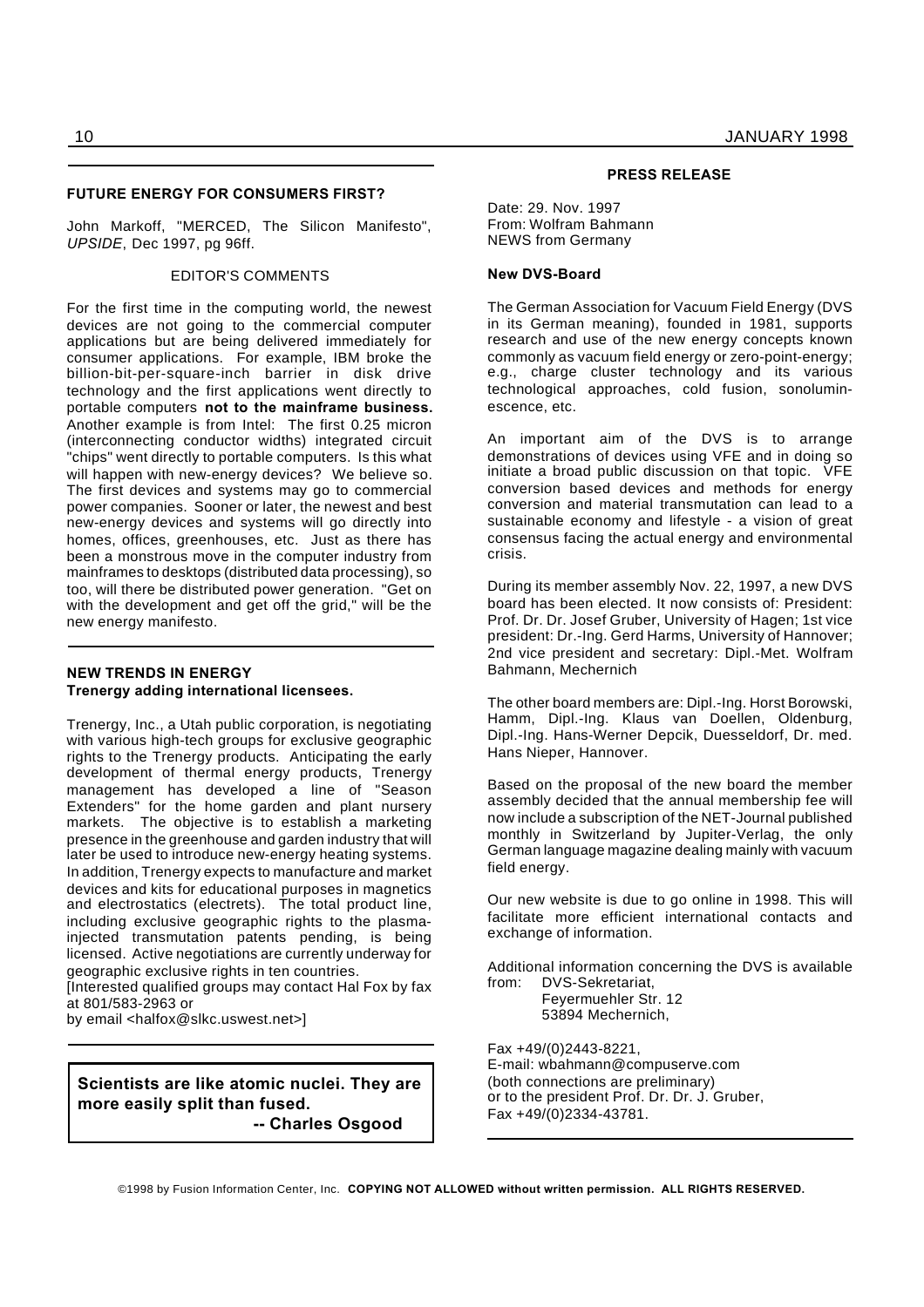## FUTURE ENERGY FOR CONSUMERS FIRST?

John Markoff, "MERCED, The Silicon Manifesto", *UPSIDE*, Dec 1997, pg 96ff.

EDITOR'S COMMENTS

For the first time in the computing world, the newest devices are not going to the commercial computer applications but are being delivered immediately for consumer applications. For example, IBM broke the billion-bit-per-square-inch barrier in disk drive technology and the first applications went directly to portable computers **not to the mainframe business.** Another example is from Intel: The first 0.25 micron (interconnecting conductor widths) integrated circuit "chips" went directly to portable computers. Is this what will happen with new-energy devices? We believe so. The first devices and systems may go to commercial power companies. Sooner or later, the newest and best new-energy devices and systems will go directly into homes, offices, greenhouses, etc. Just as there has been a monstrous move in the computer industry from mainframes to desktops (distributed data processing), so too, will there be distributed power generation. "Get on with the development and get off the grid," will be the new energy manifesto.

## NEW TRENDS IN ENERGY
**Trenergy adding international licensees.**

Trenergy, Inc., a Utah public corporation, is negotiating with various high-tech groups for exclusive geographic rights to the Trenergy products. Anticipating the early development of thermal energy products, Trenergy management has developed a line of "Season Extenders" for the home garden and plant nursery markets. The objective is to establish a marketing presence in the greenhouse and garden industry that will later be used to introduce new-energy heating systems. In addition, Trenergy expects to manufacture and market devices and kits for educational purposes in magnetics and electrostatics (electrets). The total product line, including exclusive geographic rights to the plasma-injected transmutation patents pending, is being licensed. Active negotiations are currently underway for geographic exclusive rights in ten countries.
[Interested qualified groups may contact Hal Fox by fax at 801/583-2963 or
by email <halfox@slkc.uswest.net>]

**Scientists are like atomic nuclei. They are more easily split than fused.**
**-- Charles Osgood**

## PRESS RELEASE

Date: 29. Nov. 1997
From: Wolfram Bahmann
NEWS from Germany

**New DVS-Board**

The German Association for Vacuum Field Energy (DVS in its German meaning), founded in 1981, supports research and use of the new energy concepts known commonly as vacuum field energy or zero-point-energy; e.g., charge cluster technology and its various technological approaches, cold fusion, sonoluminescence, etc.

An important aim of the DVS is to arrange demonstrations of devices using VFE and in doing so initiate a broad public discussion on that topic. VFE conversion based devices and methods for energy conversion and material transmutation can lead to a sustainable economy and lifestyle - a vision of great consensus facing the actual energy and environmental crisis.

During its member assembly Nov. 22, 1997, a new DVS board has been elected. It now consists of: President: Prof. Dr. Dr. Josef Gruber, University of Hagen; 1st vice president: Dr.-Ing. Gerd Harms, University of Hannover; 2nd vice president and secretary: Dipl.-Met. Wolfram Bahmann, Mechernich

The other board members are: Dipl.-Ing. Horst Borowski, Hamm, Dipl.-Ing. Klaus van Doellen, Oldenburg, Dipl.-Ing. Hans-Werner Depcik, Duesseldorf, Dr. med. Hans Nieper, Hannover.

Based on the proposal of the new board the member assembly decided that the annual membership fee will now include a subscription of the NET-Journal published monthly in Switzerland by Jupiter-Verlag, the only German language magazine dealing mainly with vacuum field energy.

Our new website is due to go online in 1998. This will facilitate more efficient international contacts and exchange of information.

Additional information concerning the DVS is available from: DVS-Sekretariat,
Feyermuehler Str. 12
53894 Mechernich,

Fax +49/(0)2443-8221,
E-mail: wbahmann@compuserve.com
(both connections are preliminary)
or to the president Prof. Dr. Dr. J. Gruber,
Fax +49/(0)2334-43781.

©1998 by Fusion Information Center, Inc. **COPYING NOT ALLOWED without written permission. ALL RIGHTS RESERVED.**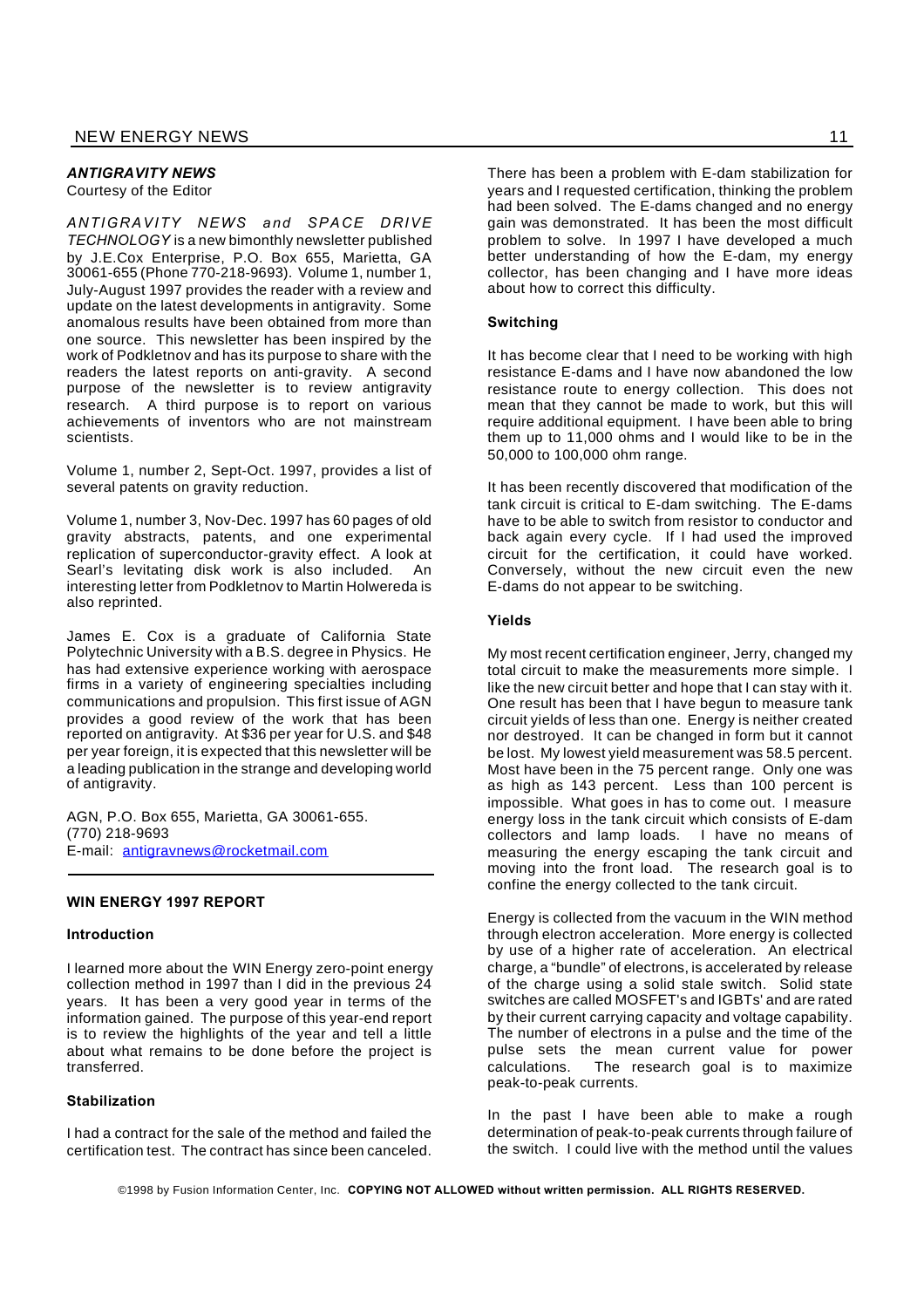### *ANTIGRAVITY NEWS*

Courtesy of the Editor

*ANTIGRAVITY NEWS and SPACE DRIVE TECHNOLOGY* is a new bimonthly newsletter published by J.E.Cox Enterprise, P.O. Box 655, Marietta, GA 30061-655 (Phone 770-218-9693). Volume 1, number 1, July-August 1997 provides the reader with a review and update on the latest developments in antigravity. Some anomalous results have been obtained from more than one source. This newsletter has been inspired by the work of Podkletnov and has its purpose to share with the readers the latest reports on anti-gravity. A second purpose of the newsletter is to review antigravity research. A third purpose is to report on various achievements of inventors who are not mainstream scientists.

Volume 1, number 2, Sept-Oct. 1997, provides a list of several patents on gravity reduction.

Volume 1, number 3, Nov-Dec. 1997 has 60 pages of old gravity abstracts, patents, and one experimental replication of superconductor-gravity effect. A look at Searl's levitating disk work is also included. An interesting letter from Podkletnov to Martin Holwereda is also reprinted.

James E. Cox is a graduate of California State Polytechnic University with a B.S. degree in Physics. He has had extensive experience working with aerospace firms in a variety of engineering specialties including communications and propulsion. This first issue of AGN provides a good review of the work that has been reported on antigravity. At $36 per year for U.S. and $48 per year foreign, it is expected that this newsletter will be a leading publication in the strange and developing world of antigravity.

AGN, P.O. Box 655, Marietta, GA 30061-655.
(770) 218-9693
E-mail: antigravnews@rocketmail.com

---

### WIN ENERGY 1997 REPORT

#### Introduction

I learned more about the WIN Energy zero-point energy collection method in 1997 than I did in the previous 24 years. It has been a very good year in terms of the information gained. The purpose of this year-end report is to review the highlights of the year and tell a little about what remains to be done before the project is transferred.

#### Stabilization

I had a contract for the sale of the method and failed the certification test. The contract has since been canceled. There has been a problem with E-dam stabilization for years and I requested certification, thinking the problem had been solved. The E-dams changed and no energy gain was demonstrated. It has been the most difficult problem to solve. In 1997 I have developed a much better understanding of how the E-dam, my energy collector, has been changing and I have more ideas about how to correct this difficulty.

#### Switching

It has become clear that I need to be working with high resistance E-dams and I have now abandoned the low resistance route to energy collection. This does not mean that they cannot be made to work, but this will require additional equipment. I have been able to bring them up to 11,000 ohms and I would like to be in the 50,000 to 100,000 ohm range.

It has been recently discovered that modification of the tank circuit is critical to E-dam switching. The E-dams have to be able to switch from resistor to conductor and back again every cycle. If I had used the improved circuit for the certification, it could have worked. Conversely, without the new circuit even the new E-dams do not appear to be switching.

#### Yields

My most recent certification engineer, Jerry, changed my total circuit to make the measurements more simple. I like the new circuit better and hope that I can stay with it. One result has been that I have begun to measure tank circuit yields of less than one. Energy is neither created nor destroyed. It can be changed in form but it cannot be lost. My lowest yield measurement was 58.5 percent. Most have been in the 75 percent range. Only one was as high as 143 percent. Less than 100 percent is impossible. What goes in has to come out. I measure energy loss in the tank circuit which consists of E-dam collectors and lamp loads. I have no means of measuring the energy escaping the tank circuit and moving into the front load. The research goal is to confine the energy collected to the tank circuit.

Energy is collected from the vacuum in the WIN method through electron acceleration. More energy is collected by use of a higher rate of acceleration. An electrical charge, a "bundle" of electrons, is accelerated by release of the charge using a solid stale switch. Solid state switches are called MOSFET's and IGBTs' and are rated by their current carrying capacity and voltage capability. The number of electrons in a pulse and the time of the pulse sets the mean current value for power calculations. The research goal is to maximize peak-to-peak currents.

In the past I have been able to make a rough determination of peak-to-peak currents through failure of the switch. I could live with the method until the values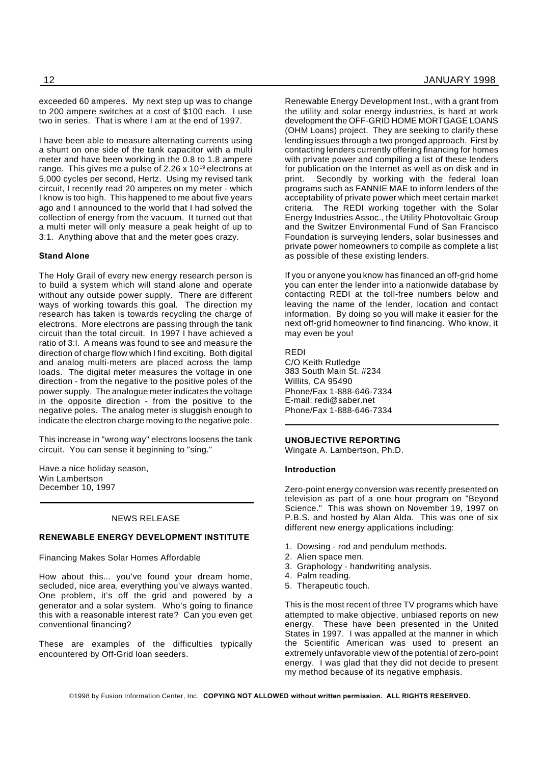exceeded 60 amperes. My next step up was to change to 200 ampere switches at a cost of $100 each. I use two in series. That is where I am at the end of 1997.

I have been able to measure alternating currents using a shunt on one side of the tank capacitor with a multi meter and have been working in the 0.8 to 1.8 ampere range. This gives me a pulse of $2.26 \times 10^{19}$ electrons at 5,000 cycles per second, Hertz. Using my revised tank circuit, I recently read 20 amperes on my meter - which I know is too high. This happened to me about five years ago and I announced to the world that I had solved the collection of energy from the vacuum. It turned out that a multi meter will only measure a peak height of up to 3:1. Anything above that and the meter goes crazy.

### Stand Alone

The Holy Grail of every new energy research person is to build a system which will stand alone and operate without any outside power supply. There are different ways of working towards this goal. The direction my research has taken is towards recycling the charge of electrons. More electrons are passing through the tank circuit than the total circuit. In 1997 I have achieved a ratio of 3:l. A means was found to see and measure the direction of charge flow which I find exciting. Both digital and analog multi-meters are placed across the lamp loads. The digital meter measures the voltage in one direction - from the negative to the positive poles of the power supply. The analogue meter indicates the voltage in the opposite direction - from the positive to the negative poles. The analog meter is sluggish enough to indicate the electron charge moving to the negative pole.

This increase in "wrong way" electrons loosens the tank circuit. You can sense it beginning to "sing."

Have a nice holiday season,
Win Lambertson
December 10, 1997

---

NEWS RELEASE

## RENEWABLE ENERGY DEVELOPMENT INSTITUTE

Financing Makes Solar Homes Affordable

How about this... you've found your dream home, secluded, nice area, everything you've always wanted. One problem, it's off the grid and powered by a generator and a solar system. Who's going to finance this with a reasonable interest rate? Can you even get conventional financing?

These are examples of the difficulties typically encountered by Off-Grid loan seeders.

Renewable Energy Development Inst., with a grant from the utility and solar energy industries, is hard at work development the OFF-GRID HOME MORTGAGE LOANS (OHM Loans) project. They are seeking to clarify these lending issues through a two pronged approach. First by contacting lenders currently offering financing for homes with private power and compiling a list of these lenders for publication on the Internet as well as on disk and in print. Secondly by working with the federal loan programs such as FANNIE MAE to inform lenders of the acceptability of private power which meet certain market criteria. The REDI working together with the Solar Energy Industries Assoc., the Utility Photovoltaic Group and the Switzer Environmental Fund of San Francisco Foundation is surveying lenders, solar businesses and private power homeowners to compile as complete a list as possible of these existing lenders.

If you or anyone you know has financed an off-grid home you can enter the lender into a nationwide database by contacting REDI at the toll-free numbers below and leaving the name of the lender, location and contact information. By doing so you will make it easier for the next off-grid homeowner to find financing. Who know, it may even be you!

REDI
C/O Keith Rutledge
383 South Main St. #234
Willits, CA 95490
Phone/Fax 1-888-646-7334
E-mail: redi@saber.net
Phone/Fax 1-888-646-7334

---

## UNOBJECTIVE REPORTING

Wingate A. Lambertson, Ph.D.

### Introduction

Zero-point energy conversion was recently presented on television as part of a one hour program on "Beyond Science." This was shown on November 19, 1997 on P.B.S. and hosted by Alan Alda. This was one of six different new energy applications including:

1. Dowsing - rod and pendulum methods.
2. Alien space men.
3. Graphology - handwriting analysis.
4. Palm reading.
5. Therapeutic touch.

This is the most recent of three TV programs which have attempted to make objective, unbiased reports on new energy. These have been presented in the United States in 1997. I was appalled at the manner in which the Scientific American was used to present an extremely unfavorable view of the potential of zero-point energy. I was glad that they did not decide to present my method because of its negative emphasis.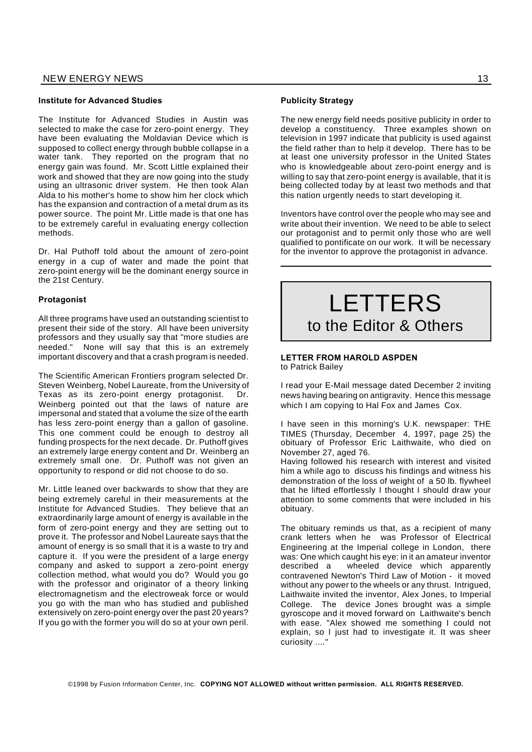### Institute for Advanced Studies

The Institute for Advanced Studies in Austin was selected to make the case for zero-point energy. They have been evaluating the Moldavian Device which is supposed to collect energy through bubble collapse in a water tank. They reported on the program that no energy gain was found. Mr. Scott Little explained their work and showed that they are now going into the study using an ultrasonic driver system. He then took Alan Alda to his mother's home to show him her clock which has the expansion and contraction of a metal drum as its power source. The point Mr. Little made is that one has to be extremely careful in evaluating energy collection methods.

Dr. Hal Puthoff told about the amount of zero-point energy in a cup of water and made the point that zero-point energy will be the dominant energy source in the 21st Century.

### Protagonist

All three programs have used an outstanding scientist to present their side of the story. All have been university professors and they usually say that "more studies are needed." None will say that this is an extremely important discovery and that a crash program is needed.

The Scientific American Frontiers program selected Dr. Steven Weinberg, Nobel Laureate, from the University of Texas as its zero-point energy protagonist. Dr. Weinberg pointed out that the laws of nature are impersonal and stated that a volume the size of the earth has less zero-point energy than a gallon of gasoline. This one comment could be enough to destroy all funding prospects for the next decade. Dr. Puthoff gives an extremely large energy content and Dr. Weinberg an extremely small one. Dr. Puthoff was not given an opportunity to respond or did not choose to do so.

Mr. Little leaned over backwards to show that they are being extremely careful in their measurements at the Institute for Advanced Studies. They believe that an extraordinarily large amount of energy is available in the form of zero-point energy and they are setting out to prove it. The professor and Nobel Laureate says that the amount of energy is so small that it is a waste to try and capture it. If you were the president of a large energy company and asked to support a zero-point energy collection method, what would you do? Would you go with the professor and originator of a theory linking electromagnetism and the electroweak force or would you go with the man who has studied and published extensively on zero-point energy over the past 20 years? If you go with the former you will do so at your own peril.

### Publicity Strategy

The new energy field needs positive publicity in order to develop a constituency. Three examples shown on television in 1997 indicate that publicity is used against the field rather than to help it develop. There has to be at least one university professor in the United States who is knowledgeable about zero-point energy and is willing to say that zero-point energy is available, that it is being collected today by at least two methods and that this nation urgently needs to start developing it.

Inventors have control over the people who may see and write about their invention. We need to be able to select our protagonist and to permit only those who are well qualified to pontificate on our work. It will be necessary for the inventor to approve the protagonist in advance.

---

# LETTERS
## to the Editor & Others

### LETTER FROM HAROLD ASPDEN
to Patrick Bailey

I read your E-Mail message dated December 2 inviting news having bearing on antigravity. Hence this message which I am copying to Hal Fox and James Cox.

I have seen in this morning's U.K. newspaper: THE TIMES (Thursday, December 4, 1997, page 25) the obituary of Professor Eric Laithwaite, who died on November 27, aged 76.

Having followed his research with interest and visited him a while ago to discuss his findings and witness his demonstration of the loss of weight of a 50 lb. flywheel that he lifted effortlessly I thought I should draw your attention to some comments that were included in his obituary.

The obituary reminds us that, as a recipient of many crank letters when he was Professor of Electrical Engineering at the Imperial college in London, there was: One which caught his eye: in it an amateur inventor described a wheeled device which apparently contravened Newton's Third Law of Motion - it moved without any power to the wheels or any thrust. Intrigued, Laithwaite invited the inventor, Alex Jones, to Imperial College. The device Jones brought was a simple gyroscope and it moved forward on Laithwaite's bench with ease. "Alex showed me something I could not explain, so I just had to investigate it. It was sheer curiosity ...."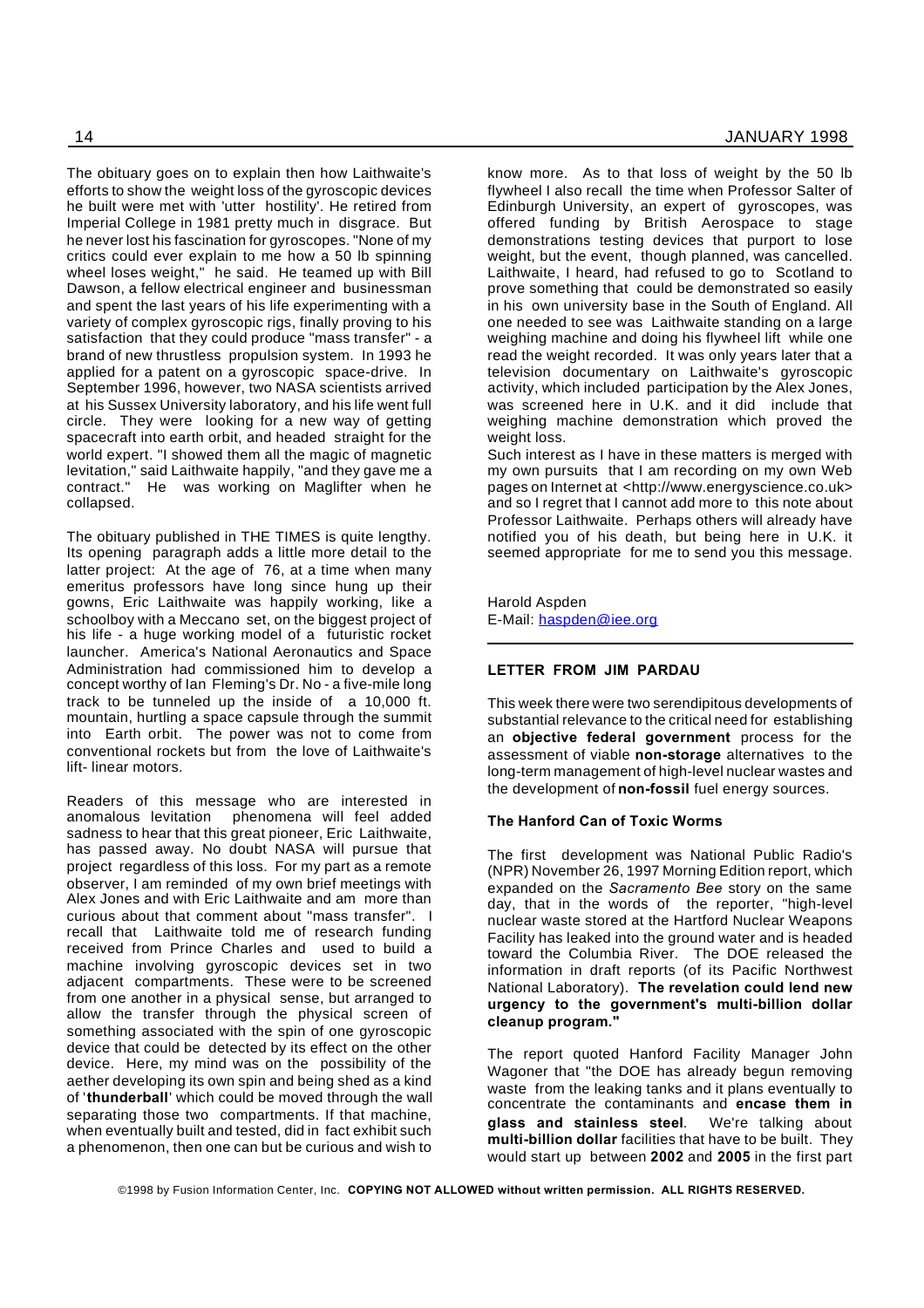The obituary goes on to explain then how Laithwaite's efforts to show the weight loss of the gyroscopic devices he built were met with 'utter hostility'. He retired from Imperial College in 1981 pretty much in disgrace. But he never lost his fascination for gyroscopes. "None of my critics could ever explain to me how a 50 lb spinning wheel loses weight," he said. He teamed up with Bill Dawson, a fellow electrical engineer and businessman and spent the last years of his life experimenting with a variety of complex gyroscopic rigs, finally proving to his satisfaction that they could produce "mass transfer" - a brand of new thrustless propulsion system. In 1993 he applied for a patent on a gyroscopic space-drive. In September 1996, however, two NASA scientists arrived at his Sussex University laboratory, and his life went full circle. They were looking for a new way of getting spacecraft into earth orbit, and headed straight for the world expert. "I showed them all the magic of magnetic levitation," said Laithwaite happily, "and they gave me a contract." He was working on Maglifter when he collapsed.

The obituary published in THE TIMES is quite lengthy. Its opening paragraph adds a little more detail to the latter project: At the age of 76, at a time when many emeritus professors have long since hung up their gowns, Eric Laithwaite was happily working, like a schoolboy with a Meccano set, on the biggest project of his life - a huge working model of a futuristic rocket launcher. America's National Aeronautics and Space Administration had commissioned him to develop a concept worthy of Ian Fleming's Dr. No - a five-mile long track to be tunneled up the inside of a 10,000 ft. mountain, hurtling a space capsule through the summit into Earth orbit. The power was not to come from conventional rockets but from the love of Laithwaite's lift- linear motors.

Readers of this message who are interested in anomalous levitation phenomena will feel added sadness to hear that this great pioneer, Eric Laithwaite, has passed away. No doubt NASA will pursue that project regardless of this loss. For my part as a remote observer, I am reminded of my own brief meetings with Alex Jones and with Eric Laithwaite and am more than curious about that comment about "mass transfer". I recall that Laithwaite told me of research funding received from Prince Charles and used to build a machine involving gyroscopic devices set in two adjacent compartments. These were to be screened from one another in a physical sense, but arranged to allow the transfer through the physical screen of something associated with the spin of one gyroscopic device that could be detected by its effect on the other device. Here, my mind was on the possibility of the aether developing its own spin and being shed as a kind of '**thunderball**' which could be moved through the wall separating those two compartments. If that machine, when eventually built and tested, did in fact exhibit such a phenomenon, then one can but be curious and wish to know more. As to that loss of weight by the 50 lb flywheel I also recall the time when Professor Salter of Edinburgh University, an expert of gyroscopes, was offered funding by British Aerospace to stage demonstrations testing devices that purport to lose weight, but the event, though planned, was cancelled. Laithwaite, I heard, had refused to go to Scotland to prove something that could be demonstrated so easily in his own university base in the South of England. All one needed to see was Laithwaite standing on a large weighing machine and doing his flywheel lift while one read the weight recorded. It was only years later that a television documentary on Laithwaite's gyroscopic activity, which included participation by the Alex Jones, was screened here in U.K. and it did include that weighing machine demonstration which proved the weight loss.

Such interest as I have in these matters is merged with my own pursuits that I am recording on my own Web pages on Internet at <http://www.energyscience.co.uk> and so I regret that I cannot add more to this note about Professor Laithwaite. Perhaps others will already have notified you of his death, but being here in U.K. it seemed appropriate for me to send you this message.

Harold Aspden
E-Mail: haspden@iee.org

---

### LETTER FROM JIM PARDAU

This week there were two serendipitous developments of substantial relevance to the critical need for establishing an **objective federal government** process for the assessment of viable **non-storage** alternatives to the long-term management of high-level nuclear wastes and the development of **non-fossil** fuel energy sources.

#### The Hanford Can of Toxic Worms

The first development was National Public Radio's (NPR) November 26, 1997 Morning Edition report, which expanded on the *Sacramento Bee* story on the same day, that in the words of the reporter, "high-level nuclear waste stored at the Hartford Nuclear Weapons Facility has leaked into the ground water and is headed toward the Columbia River. The DOE released the information in draft reports (of its Pacific Northwest National Laboratory). **The revelation could lend new urgency to the government's multi-billion dollar cleanup program."**

The report quoted Hanford Facility Manager John Wagoner that "the DOE has already begun removing waste from the leaking tanks and it plans eventually to concentrate the contaminants and **encase them in glass and stainless steel**. We're talking about **multi-billion dollar** facilities that have to be built. They would start up between **2002** and **2005** in the first part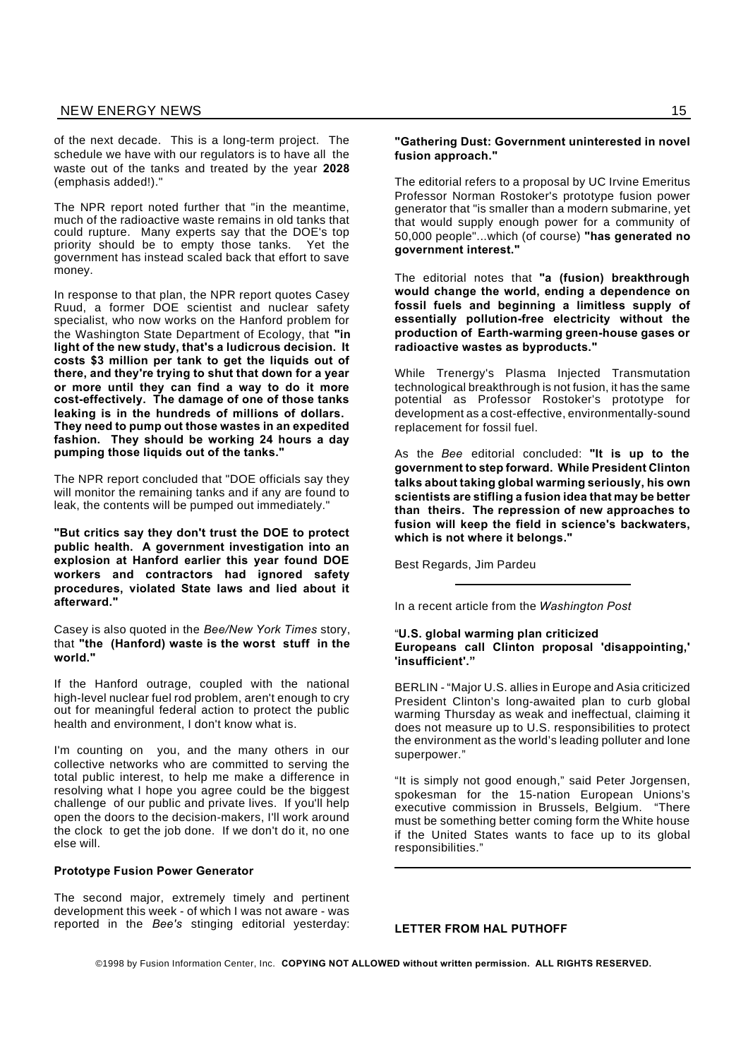of the next decade. This is a long-term project. The schedule we have with our regulators is to have all the waste out of the tanks and treated by the year **2028** (emphasis added!)."

The NPR report noted further that "in the meantime, much of the radioactive waste remains in old tanks that could rupture. Many experts say that the DOE's top priority should be to empty those tanks. Yet the government has instead scaled back that effort to save money.

In response to that plan, the NPR report quotes Casey Ruud, a former DOE scientist and nuclear safety specialist, who now works on the Hanford problem for the Washington State Department of Ecology, that **"in light of the new study, that's a ludicrous decision. It costs $3 million per tank to get the liquids out of there, and they're trying to shut that down for a year or more until they can find a way to do it more cost-effectively. The damage of one of those tanks leaking is in the hundreds of millions of dollars. They need to pump out those wastes in an expedited fashion. They should be working 24 hours a day pumping those liquids out of the tanks."**

The NPR report concluded that "DOE officials say they will monitor the remaining tanks and if any are found to leak, the contents will be pumped out immediately."

**"But critics say they don't trust the DOE to protect public health. A government investigation into an explosion at Hanford earlier this year found DOE workers and contractors had ignored safety procedures, violated State laws and lied about it afterward."**

Casey is also quoted in the *Bee/New York Times* story, that **"the (Hanford) waste is the worst stuff in the world."**

If the Hanford outrage, coupled with the national high-level nuclear fuel rod problem, aren't enough to cry out for meaningful federal action to protect the public health and environment, I don't know what is.

I'm counting on you, and the many others in our collective networks who are committed to serving the total public interest, to help me make a difference in resolving what I hope you agree could be the biggest challenge of our public and private lives. If you'll help open the doors to the decision-makers, I'll work around the clock to get the job done. If we don't do it, no one else will.

**Prototype Fusion Power Generator**

The second major, extremely timely and pertinent development this week - of which I was not aware - was reported in the *Bee's* stinging editorial yesterday: **"Gathering Dust: Government uninterested in novel fusion approach."**

The editorial refers to a proposal by UC Irvine Emeritus Professor Norman Rostoker's prototype fusion power generator that "is smaller than a modern submarine, yet that would supply enough power for a community of 50,000 people"...which (of course) **"has generated no government interest."**

The editorial notes that **"a (fusion) breakthrough would change the world, ending a dependence on fossil fuels and beginning a limitless supply of essentially pollution-free electricity without the production of Earth-warming green-house gases or radioactive wastes as byproducts."**

While Trenergy's Plasma Injected Transmutation technological breakthrough is not fusion, it has the same potential as Professor Rostoker's prototype for development as a cost-effective, environmentally-sound replacement for fossil fuel.

As the *Bee* editorial concluded: **"It is up to the government to step forward. While President Clinton talks about taking global warming seriously, his own scientists are stifling a fusion idea that may be better than theirs. The repression of new approaches to fusion will keep the field in science's backwaters, which is not where it belongs."**

Best Regards, Jim Pardeu

---

In a recent article from the *Washington Post*

"**U.S. global warming plan criticized**
**Europeans call Clinton proposal 'disappointing,' 'insufficient'.**"

BERLIN - "Major U.S. allies in Europe and Asia criticized President Clinton's long-awaited plan to curb global warming Thursday as weak and ineffectual, claiming it does not measure up to U.S. responsibilities to protect the environment as the world's leading polluter and lone superpower."

"It is simply not good enough," said Peter Jorgensen, spokesman for the 15-nation European Unions's executive commission in Brussels, Belgium. "There must be something better coming form the White house if the United States wants to face up to its global responsibilities."

---

**LETTER FROM HAL PUTHOFF**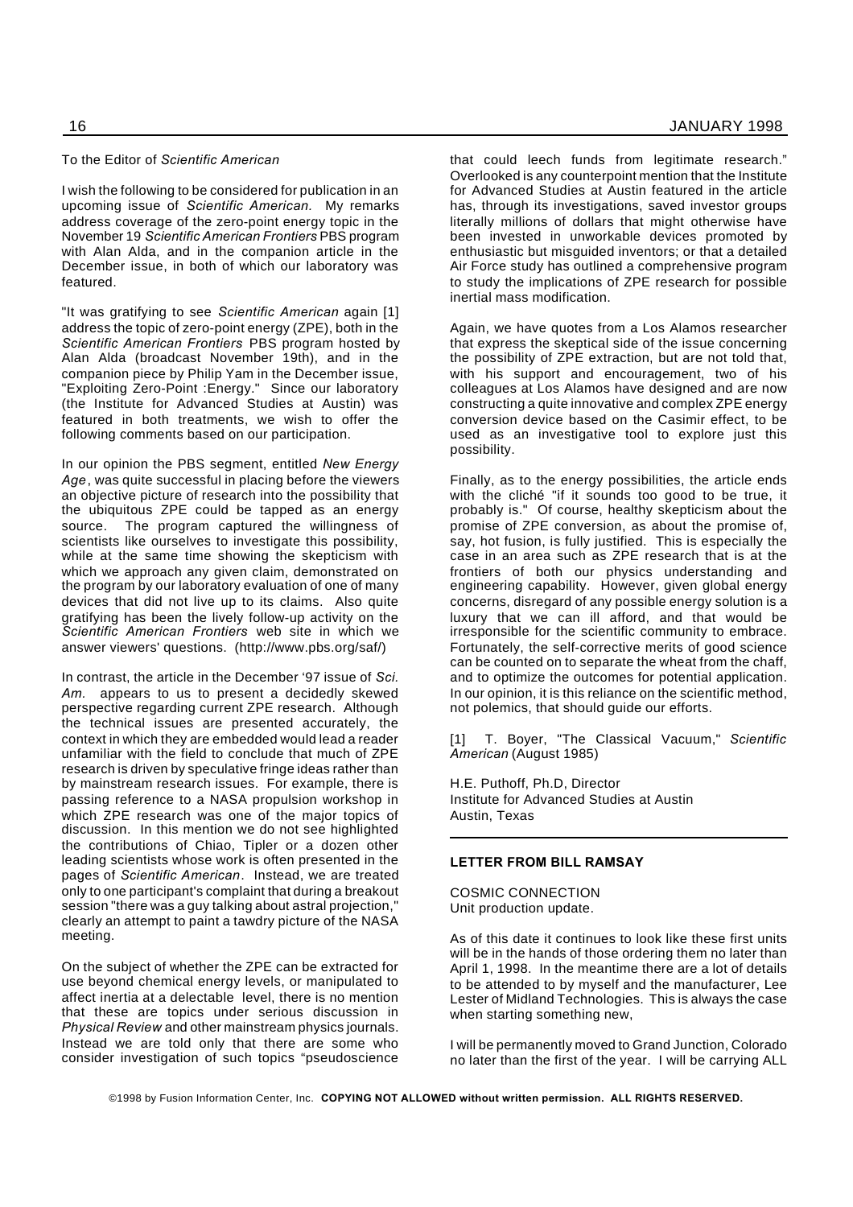To the Editor of *Scientific American*

I wish the following to be considered for publication in an upcoming issue of *Scientific American.* My remarks address coverage of the zero-point energy topic in the November 19 *Scientific American Frontiers* PBS program with Alan Alda, and in the companion article in the December issue, in both of which our laboratory was featured.

"It was gratifying to see *Scientific American* again [1] address the topic of zero-point energy (ZPE), both in the *Scientific American Frontiers* PBS program hosted by Alan Alda (broadcast November 19th), and in the companion piece by Philip Yam in the December issue, "Exploiting Zero-Point :Energy." Since our laboratory (the Institute for Advanced Studies at Austin) was featured in both treatments, we wish to offer the following comments based on our participation.

In our opinion the PBS segment, entitled *New Energy Age*, was quite successful in placing before the viewers an objective picture of research into the possibility that the ubiquitous ZPE could be tapped as an energy source. The program captured the willingness of scientists like ourselves to investigate this possibility, while at the same time showing the skepticism with which we approach any given claim, demonstrated on the program by our laboratory evaluation of one of many devices that did not live up to its claims. Also quite gratifying has been the lively follow-up activity on the *Scientific American Frontiers* web site in which we answer viewers' questions. (http://www.pbs.org/saf/)

In contrast, the article in the December '97 issue of *Sci. Am.* appears to us to present a decidedly skewed perspective regarding current ZPE research. Although the technical issues are presented accurately, the context in which they are embedded would lead a reader unfamiliar with the field to conclude that much of ZPE research is driven by speculative fringe ideas rather than by mainstream research issues. For example, there is passing reference to a NASA propulsion workshop in which ZPE research was one of the major topics of discussion. In this mention we do not see highlighted the contributions of Chiao, Tipler or a dozen other leading scientists whose work is often presented in the pages of *Scientific American*. Instead, we are treated only to one participant's complaint that during a breakout session "there was a guy talking about astral projection," clearly an attempt to paint a tawdry picture of the NASA meeting.

On the subject of whether the ZPE can be extracted for use beyond chemical energy levels, or manipulated to affect inertia at a delectable level, there is no mention that these are topics under serious discussion in *Physical Review* and other mainstream physics journals. Instead we are told only that there are some who consider investigation of such topics "pseudoscience that could leech funds from legitimate research." Overlooked is any counterpoint mention that the Institute for Advanced Studies at Austin featured in the article has, through its investigations, saved investor groups literally millions of dollars that might otherwise have been invested in unworkable devices promoted by enthusiastic but misguided inventors; or that a detailed Air Force study has outlined a comprehensive program to study the implications of ZPE research for possible inertial mass modification.

Again, we have quotes from a Los Alamos researcher that express the skeptical side of the issue concerning the possibility of ZPE extraction, but are not told that, with his support and encouragement, two of his colleagues at Los Alamos have designed and are now constructing a quite innovative and complex ZPE energy conversion device based on the Casimir effect, to be used as an investigative tool to explore just this possibility.

Finally, as to the energy possibilities, the article ends with the cliché "if it sounds too good to be true, it probably is." Of course, healthy skepticism about the promise of ZPE conversion, as about the promise of, say, hot fusion, is fully justified. This is especially the case in an area such as ZPE research that is at the frontiers of both our physics understanding and engineering capability. However, given global energy concerns, disregard of any possible energy solution is a luxury that we can ill afford, and that would be irresponsible for the scientific community to embrace. Fortunately, the self-corrective merits of good science can be counted on to separate the wheat from the chaff, and to optimize the outcomes for potential application. In our opinion, it is this reliance on the scientific method, not polemics, that should guide our efforts.

[1] T. Boyer, "The Classical Vacuum," *Scientific American* (August 1985)

H.E. Puthoff, Ph.D, Director
Institute for Advanced Studies at Austin
Austin, Texas

---

**LETTER FROM BILL RAMSAY**

COSMIC CONNECTION
Unit production update.

As of this date it continues to look like these first units will be in the hands of those ordering them no later than April 1, 1998. In the meantime there are a lot of details to be attended to by myself and the manufacturer, Lee Lester of Midland Technologies. This is always the case when starting something new,

I will be permanently moved to Grand Junction, Colorado no later than the first of the year. I will be carrying ALL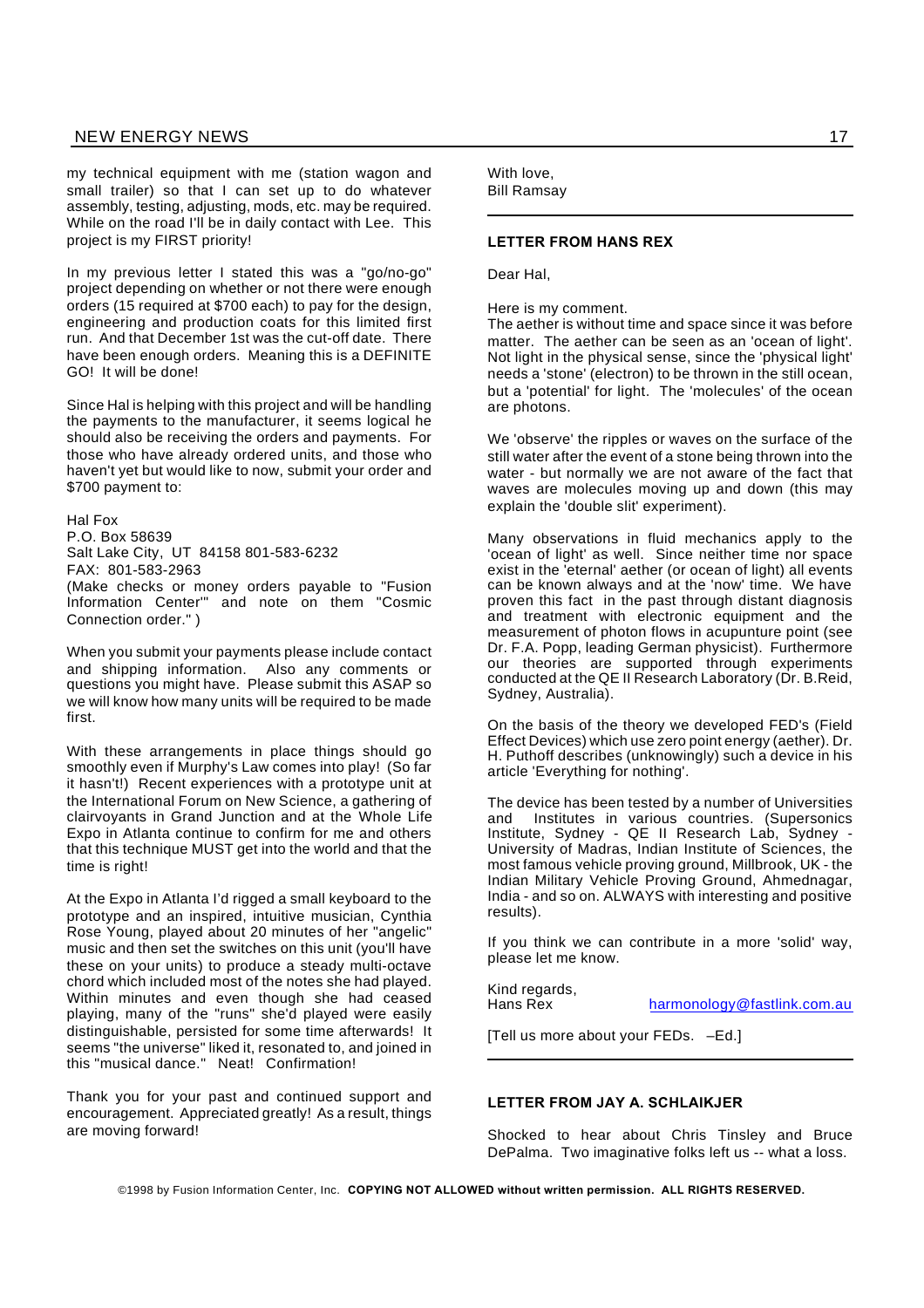my technical equipment with me (station wagon and small trailer) so that I can set up to do whatever assembly, testing, adjusting, mods, etc. may be required. While on the road I'll be in daily contact with Lee. This project is my FIRST priority!

In my previous letter I stated this was a "go/no-go" project depending on whether or not there were enough orders (15 required at $700 each) to pay for the design, engineering and production coats for this limited first run. And that December 1st was the cut-off date. There have been enough orders. Meaning this is a DEFINITE GO! It will be done!

Since Hal is helping with this project and will be handling the payments to the manufacturer, it seems logical he should also be receiving the orders and payments. For those who have already ordered units, and those who haven't yet but would like to now, submit your order and $700 payment to:

Hal Fox
P.O. Box 58639
Salt Lake City, UT 84158 801-583-6232
FAX: 801-583-2963
(Make checks or money orders payable to "Fusion Information Center'" and note on them "Cosmic Connection order." )

When you submit your payments please include contact and shipping information. Also any comments or questions you might have. Please submit this ASAP so we will know how many units will be required to be made first.

With these arrangements in place things should go smoothly even if Murphy's Law comes into play! (So far it hasn't!) Recent experiences with a prototype unit at the International Forum on New Science, a gathering of clairvoyants in Grand Junction and at the Whole Life Expo in Atlanta continue to confirm for me and others that this technique MUST get into the world and that the time is right!

At the Expo in Atlanta I'd rigged a small keyboard to the prototype and an inspired, intuitive musician, Cynthia Rose Young, played about 20 minutes of her "angelic" music and then set the switches on this unit (you'll have these on your units) to produce a steady multi-octave chord which included most of the notes she had played. Within minutes and even though she had ceased playing, many of the "runs" she'd played were easily distinguishable, persisted for some time afterwards! It seems "the universe" liked it, resonated to, and joined in this "musical dance." Neat! Confirmation!

Thank you for your past and continued support and encouragement. Appreciated greatly! As a result, things are moving forward!

With love,
Bill Ramsay

---

### LETTER FROM HANS REX

Dear Hal,

Here is my comment.
The aether is without time and space since it was before matter. The aether can be seen as an 'ocean of light'. Not light in the physical sense, since the 'physical light' needs a 'stone' (electron) to be thrown in the still ocean, but a 'potential' for light. The 'molecules' of the ocean are photons.

We 'observe' the ripples or waves on the surface of the still water after the event of a stone being thrown into the water - but normally we are not aware of the fact that waves are molecules moving up and down (this may explain the 'double slit' experiment).

Many observations in fluid mechanics apply to the 'ocean of light' as well. Since neither time nor space exist in the 'eternal' aether (or ocean of light) all events can be known always and at the 'now' time. We have proven this fact in the past through distant diagnosis and treatment with electronic equipment and the measurement of photon flows in acupunture point (see Dr. F.A. Popp, leading German physicist). Furthermore our theories are supported through experiments conducted at the QE II Research Laboratory (Dr. B.Reid, Sydney, Australia).

On the basis of the theory we developed FED's (Field Effect Devices) which use zero point energy (aether). Dr. H. Puthoff describes (unknowingly) such a device in his article 'Everything for nothing'.

The device has been tested by a number of Universities and Institutes in various countries. (Supersonics Institute, Sydney - QE II Research Lab, Sydney - University of Madras, Indian Institute of Sciences, the most famous vehicle proving ground, Millbrook, UK - the Indian Military Vehicle Proving Ground, Ahmednagar, India - and so on. ALWAYS with interesting and positive results).

If you think we can contribute in a more 'solid' way, please let me know.

Kind regards,
Hans Rex harmonology@fastlink.com.au

[Tell us more about your FEDs. –Ed.]

---

### LETTER FROM JAY A. SCHLAIKJER

Shocked to hear about Chris Tinsley and Bruce DePalma. Two imaginative folks left us -- what a loss.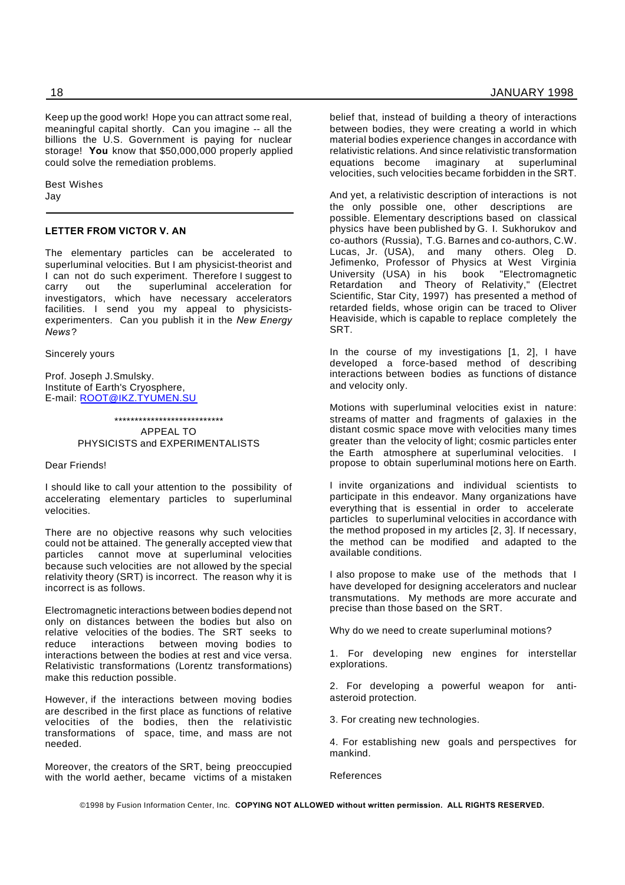Keep up the good work! Hope you can attract some real, meaningful capital shortly. Can you imagine -- all the billions the U.S. Government is paying for nuclear storage! **You** know that $50,000,000 properly applied could solve the remediation problems.

Best Wishes
Jay

---

### LETTER FROM VICTOR V. AN

The elementary particles can be accelerated to superluminal velocities. But I am physicist-theorist and I can not do such experiment. Therefore I suggest to carry out the superluminal acceleration for investigators, which have necessary accelerators facilities. I send you my appeal to physicists-experimenters. Can you publish it in the *New Energy News*?

Sincerely yours

Prof. Joseph J.Smulsky.
Institute of Earth's Cryosphere,
E-mail: ROOT@IKZ.TYUMEN.SU

***************************

APPEAL TO
PHYSICISTS and EXPERIMENTALISTS

Dear Friends!

I should like to call your attention to the possibility of accelerating elementary particles to superluminal velocities.

There are no objective reasons why such velocities could not be attained. The generally accepted view that particles cannot move at superluminal velocities because such velocities are not allowed by the special relativity theory (SRT) is incorrect. The reason why it is incorrect is as follows.

Electromagnetic interactions between bodies depend not only on distances between the bodies but also on relative velocities of the bodies. The SRT seeks to reduce interactions between moving bodies to interactions between the bodies at rest and vice versa. Relativistic transformations (Lorentz transformations) make this reduction possible.

However, if the interactions between moving bodies are described in the first place as functions of relative velocities of the bodies, then the relativistic transformations of space, time, and mass are not needed.

Moreover, the creators of the SRT, being preoccupied with the world aether, became victims of a mistaken belief that, instead of building a theory of interactions between bodies, they were creating a world in which material bodies experience changes in accordance with relativistic relations. And since relativistic transformation equations become imaginary at superluminal velocities, such velocities became forbidden in the SRT.

And yet, a relativistic description of interactions is not the only possible one, other descriptions are possible. Elementary descriptions based on classical physics have been published by G. I. Sukhorukov and co-authors (Russia), T.G. Barnes and co-authors, C.W. Lucas, Jr. (USA), and many others. Oleg D. Jefimenko, Professor of Physics at West Virginia University (USA) in his book "Electromagnetic Retardation and Theory of Relativity," (Electret Scientific, Star City, 1997) has presented a method of retarded fields, whose origin can be traced to Oliver Heaviside, which is capable to replace completely the SRT.

In the course of my investigations [1, 2], I have developed a force-based method of describing interactions between bodies as functions of distance and velocity only.

Motions with superluminal velocities exist in nature: streams of matter and fragments of galaxies in the distant cosmic space move with velocities many times greater than the velocity of light; cosmic particles enter the Earth atmosphere at superluminal velocities. I propose to obtain superluminal motions here on Earth.

I invite organizations and individual scientists to participate in this endeavor. Many organizations have everything that is essential in order to accelerate particles to superluminal velocities in accordance with the method proposed in my articles [2, 3]. If necessary, the method can be modified and adapted to the available conditions.

I also propose to make use of the methods that I have developed for designing accelerators and nuclear transmutations. My methods are more accurate and precise than those based on the SRT.

Why do we need to create superluminal motions?

1. For developing new engines for interstellar explorations.

2. For developing a powerful weapon for anti-asteroid protection.

3. For creating new technologies.

4. For establishing new goals and perspectives for mankind.

References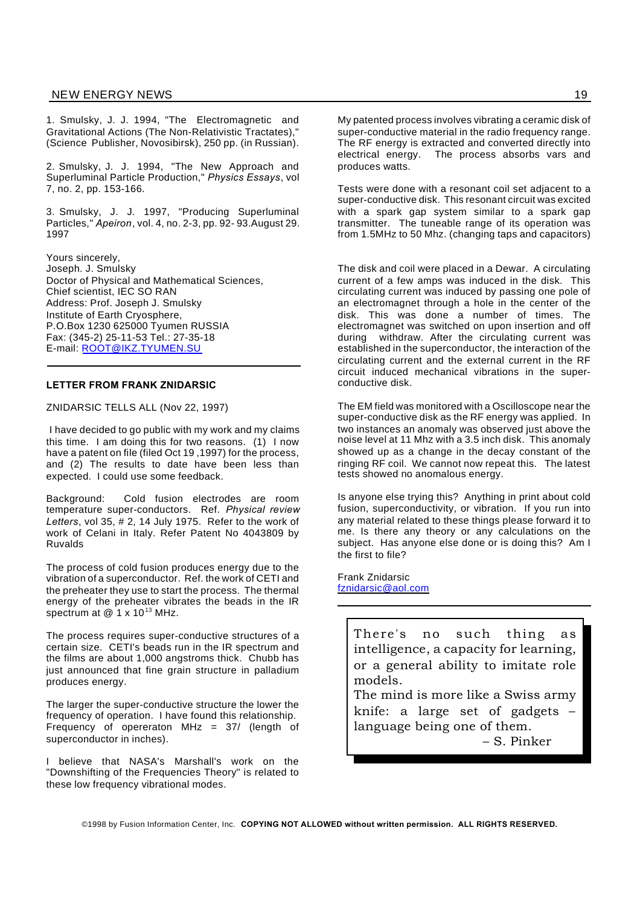1. Smulsky, J. J. 1994, "The Electromagnetic and Gravitational Actions (The Non-Relativistic Tractates)," (Science Publisher, Novosibirsk), 250 pp. (in Russian).

2. Smulsky, J. J. 1994, "The New Approach and Superluminal Particle Production," *Physics Essays*, vol 7, no. 2, pp. 153-166.

3. Smulsky, J. J. 1997, "Producing Superluminal Particles," *Apeiron*, vol. 4, no. 2-3, pp. 92- 93.August 29. 1997

Yours sincerely,
Joseph. J. Smulsky
Doctor of Physical and Mathematical Sciences,
Chief scientist, IEC SO RAN
Address: Prof. Joseph J. Smulsky
Institute of Earth Cryosphere,
P.O.Box 1230 625000 Tyumen RUSSIA
Fax: (345-2) 25-11-53 Tel.: 27-35-18
E-mail: ROOT@IKZ.TYUMEN.SU

---

**LETTER FROM FRANK ZNIDARSIC**

ZNIDARSIC TELLS ALL (Nov 22, 1997)

I have decided to go public with my work and my claims this time. I am doing this for two reasons. (1) I now have a patent on file (filed Oct 19 ,1997) for the process, and (2) The results to date have been less than expected. I could use some feedback.

Background: Cold fusion electrodes are room temperature super-conductors. Ref. *Physical review Letters*, vol 35, # 2, 14 July 1975. Refer to the work of work of Celani in Italy. Refer Patent No 4043809 by Ruvalds

The process of cold fusion produces energy due to the vibration of a superconductor. Ref. the work of CETI and the preheater they use to start the process. The thermal energy of the preheater vibrates the beads in the IR spectrum at @ $1 \times 10^{13}$ MHz.

The process requires super-conductive structures of a certain size. CETI's beads run in the IR spectrum and the films are about 1,000 angstroms thick. Chubb has just announced that fine grain structure in palladium produces energy.

The larger the super-conductive structure the lower the frequency of operation. I have found this relationship. Frequency of opereraton MHz = 37/ (length of superconductor in inches).

I believe that NASA's Marshall's work on the "Downshifting of the Frequencies Theory" is related to these low frequency vibrational modes.

My patented process involves vibrating a ceramic disk of super-conductive material in the radio frequency range. The RF energy is extracted and converted directly into electrical energy. The process absorbs vars and produces watts.

Tests were done with a resonant coil set adjacent to a super-conductive disk. This resonant circuit was excited with a spark gap system similar to a spark gap transmitter. The tuneable range of its operation was from 1.5MHz to 50 Mhz. (changing taps and capacitors)

The disk and coil were placed in a Dewar. A circulating current of a few amps was induced in the disk. This circulating current was induced by passing one pole of an electromagnet through a hole in the center of the disk. This was done a number of times. The electromagnet was switched on upon insertion and off during withdraw. After the circulating current was established in the superconductor, the interaction of the circulating current and the external current in the RF circuit induced mechanical vibrations in the super-conductive disk.

The EM field was monitored with a Oscilloscope near the super-conductive disk as the RF energy was applied. In two instances an anomaly was observed just above the noise level at 11 Mhz with a 3.5 inch disk. This anomaly showed up as a change in the decay constant of the ringing RF coil. We cannot now repeat this. The latest tests showed no anomalous energy.

Is anyone else trying this? Anything in print about cold fusion, superconductivity, or vibration. If you run into any material related to these things please forward it to me. Is there any theory or any calculations on the subject. Has anyone else done or is doing this? Am I the first to file?

Frank Znidarsic
fznidarsic@aol.com

---

> There's no such thing as intelligence, a capacity for learning, or a general ability to imitate role models.
> The mind is more like a Swiss army knife: a large set of gadgets – language being one of them.
> – S. Pinker

©1998 by Fusion Information Center, Inc. **COPYING NOT ALLOWED without written permission. ALL RIGHTS RESERVED.**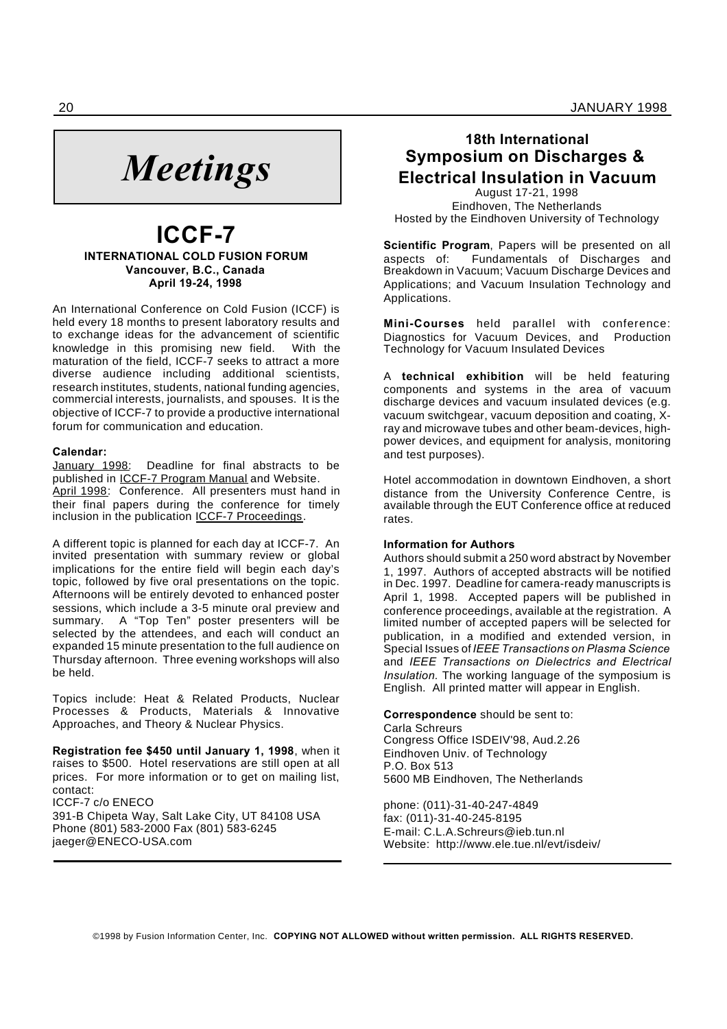# *Meetings*

## ICCF-7

**INTERNATIONAL COLD FUSION FORUM**
**Vancouver, B.C., Canada**
**April 19-24, 1998**

An International Conference on Cold Fusion (ICCF) is held every 18 months to present laboratory results and to exchange ideas for the advancement of scientific knowledge in this promising new field. With the maturation of the field, ICCF-7 seeks to attract a more diverse audience including additional scientists, research institutes, students, national funding agencies, commercial interests, journalists, and spouses. It is the objective of ICCF-7 to provide a productive international forum for communication and education.

**Calendar:**
January 1998: Deadline for final abstracts to be published in ICCF-7 Program Manual and Website.
April 1998: Conference. All presenters must hand in their final papers during the conference for timely inclusion in the publication ICCF-7 Proceedings.

A different topic is planned for each day at ICCF-7. An invited presentation with summary review or global implications for the entire field will begin each day's topic, followed by five oral presentations on the topic. Afternoons will be entirely devoted to enhanced poster sessions, which include a 3-5 minute oral preview and summary. A "Top Ten" poster presenters will be selected by the attendees, and each will conduct an expanded 15 minute presentation to the full audience on Thursday afternoon. Three evening workshops will also be held.

Topics include: Heat & Related Products, Nuclear Processes & Products, Materials & Innovative Approaches, and Theory & Nuclear Physics.

**Registration fee $450 until January 1, 1998**, when it raises to $500. Hotel reservations are still open at all prices. For more information or to get on mailing list, contact:
ICCF-7 c/o ENECO
391-B Chipeta Way, Salt Lake City, UT 84108 USA
Phone (801) 583-2000 Fax (801) 583-6245
jaeger@ENECO-USA.com

## 18th International Symposium on Discharges & Electrical Insulation in Vacuum

August 17-21, 1998
Eindhoven, The Netherlands
Hosted by the Eindhoven University of Technology

**Scientific Program**, Papers will be presented on all aspects of: Fundamentals of Discharges and Breakdown in Vacuum; Vacuum Discharge Devices and Applications; and Vacuum Insulation Technology and Applications.

**Mini-Courses** held parallel with conference: Diagnostics for Vacuum Devices, and Production Technology for Vacuum Insulated Devices

A **technical exhibition** will be held featuring components and systems in the area of vacuum discharge devices and vacuum insulated devices (e.g. vacuum switchgear, vacuum deposition and coating, X-ray and microwave tubes and other beam-devices, high-power devices, and equipment for analysis, monitoring and test purposes).

Hotel accommodation in downtown Eindhoven, a short distance from the University Conference Centre, is available through the EUT Conference office at reduced rates.

**Information for Authors**
Authors should submit a 250 word abstract by November 1, 1997. Authors of accepted abstracts will be notified in Dec. 1997. Deadline for camera-ready manuscripts is April 1, 1998. Accepted papers will be published in conference proceedings, available at the registration. A limited number of accepted papers will be selected for publication, in a modified and extended version, in Special Issues of *IEEE Transactions on Plasma Science* and *IEEE Transactions on Dielectrics and Electrical Insulation.* The working language of the symposium is English. All printed matter will appear in English.

**Correspondence** should be sent to:
Carla Schreurs
Congress Office ISDEIV'98, Aud.2.26
Eindhoven Univ. of Technology
P.O. Box 513
5600 MB Eindhoven, The Netherlands

phone: (011)-31-40-247-4849
fax: (011)-31-40-245-8195
E-mail: C.L.A.Schreurs@ieb.tun.nl
Website: http://www.ele.tue.nl/evt/isdeiv/

©1998 by Fusion Information Center, Inc. **COPYING NOT ALLOWED without written permission. ALL RIGHTS RESERVED.**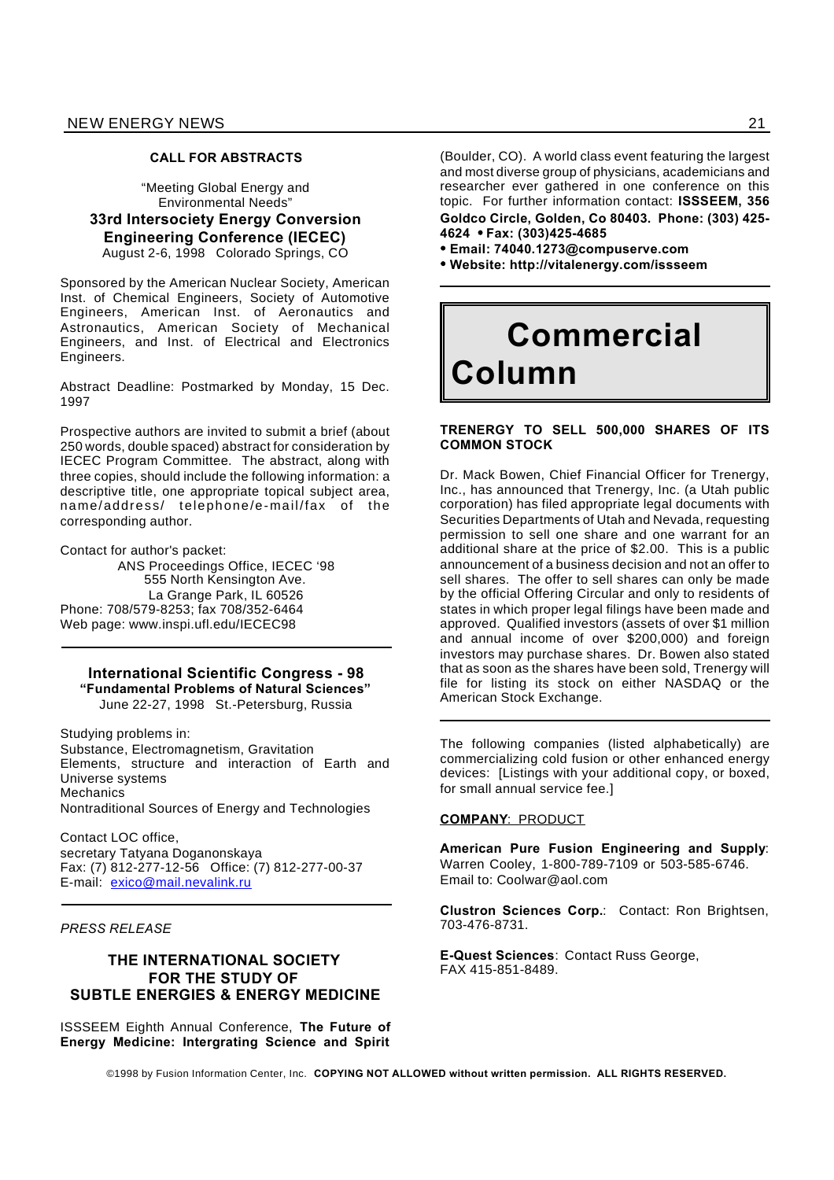**CALL FOR ABSTRACTS**

"Meeting Global Energy and Environmental Needs"

**33rd Intersociety Energy Conversion Engineering Conference (IECEC)**

August 2-6, 1998 Colorado Springs, CO

Sponsored by the American Nuclear Society, American Inst. of Chemical Engineers, Society of Automotive Engineers, American Inst. of Aeronautics and Astronautics, American Society of Mechanical Engineers, and Inst. of Electrical and Electronics Engineers.

Abstract Deadline: Postmarked by Monday, 15 Dec. 1997

Prospective authors are invited to submit a brief (about 250 words, double spaced) abstract for consideration by IECEC Program Committee. The abstract, along with three copies, should include the following information: a descriptive title, one appropriate topical subject area, name/address/ telephone/e-mail/fax of the corresponding author.

Contact for author's packet:

ANS Proceedings Office, IECEC '98
555 North Kensington Ave.
La Grange Park, IL 60526
Phone: 708/579-8253; fax 708/352-6464
Web page: www.inspi.ufl.edu/IECEC98

---

**International Scientific Congress - 98**
**"Fundamental Problems of Natural Sciences"**
June 22-27, 1998 St.-Petersburg, Russia

Studying problems in:
Substance, Electromagnetism, Gravitation
Elements, structure and interaction of Earth and Universe systems
Mechanics
Nontraditional Sources of Energy and Technologies

Contact LOC office,
secretary Tatyana Doganonskaya
Fax: (7) 812-277-12-56 Office: (7) 812-277-00-37
E-mail: exico@mail.nevalink.ru

---

*PRESS RELEASE*

**THE INTERNATIONAL SOCIETY FOR THE STUDY OF SUBTLE ENERGIES & ENERGY MEDICINE**

ISSSEEM Eighth Annual Conference, **The Future of Energy Medicine: Intergrating Science and Spirit** (Boulder, CO). A world class event featuring the largest and most diverse group of physicians, academicians and researcher ever gathered in one conference on this topic. For further information contact: **ISSSEEM, 356 Goldco Circle, Golden, Co 80403. Phone: (303) 425-4624 • Fax: (303)425-4685**
- **Email: 74040.1273@compuserve.com**
- **Website: http://vitalenergy.com/issseem**

---

# Commercial Column

**TRENERGY TO SELL 500,000 SHARES OF ITS COMMON STOCK**

Dr. Mack Bowen, Chief Financial Officer for Trenergy, Inc., has announced that Trenergy, Inc. (a Utah public corporation) has filed appropriate legal documents with Securities Departments of Utah and Nevada, requesting permission to sell one share and one warrant for an additional share at the price of $2.00. This is a public announcement of a business decision and not an offer to sell shares. The offer to sell shares can only be made by the official Offering Circular and only to residents of states in which proper legal filings have been made and approved. Qualified investors (assets of over $1 million and annual income of over $200,000) and foreign investors may purchase shares. Dr. Bowen also stated that as soon as the shares have been sold, Trenergy will file for listing its stock on either NASDAQ or the American Stock Exchange.

---

The following companies (listed alphabetically) are commercializing cold fusion or other enhanced energy devices: [Listings with your additional copy, or boxed, for small annual service fee.]

**COMPANY**: PRODUCT

**American Pure Fusion Engineering and Supply**: Warren Cooley, 1-800-789-7109 or 503-585-6746. Email to: Coolwar@aol.com

**Clustron Sciences Corp.**: Contact: Ron Brightsen, 703-476-8731.

**E-Quest Sciences**: Contact Russ George, FAX 415-851-8489.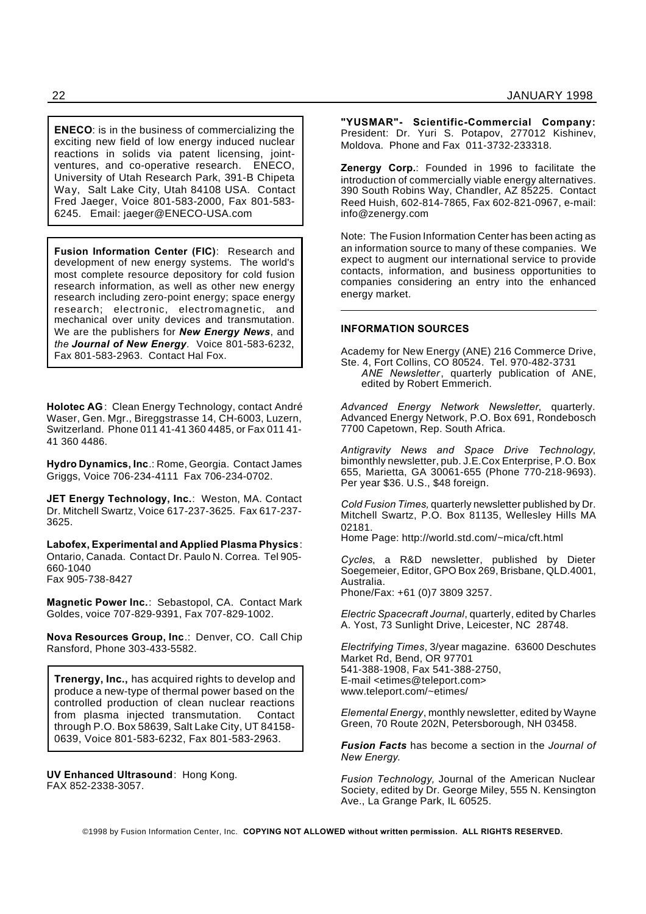**ENECO**: is in the business of commercializing the exciting new field of low energy induced nuclear reactions in solids via patent licensing, joint-ventures, and co-operative research. ENECO, University of Utah Research Park, 391-B Chipeta Way, Salt Lake City, Utah 84108 USA. Contact Fred Jaeger, Voice 801-583-2000, Fax 801-583-6245. Email: jaeger@ENECO-USA.com

**Fusion Information Center (FIC)**: Research and development of new energy systems. The world's most complete resource depository for cold fusion research information, as well as other new energy research including zero-point energy; space energy research; electronic, electromagnetic, and mechanical over unity devices and transmutation. We are the publishers for ***New Energy News***, and *the* ***Journal of New Energy***. Voice 801-583-6232, Fax 801-583-2963. Contact Hal Fox.

**Holotec AG**: Clean Energy Technology, contact André Waser, Gen. Mgr., Bireggstrasse 14, CH-6003, Luzern, Switzerland. Phone 011 41-41 360 4485, or Fax 011 41-41 360 4486.

**Hydro Dynamics, Inc**.: Rome, Georgia. Contact James Griggs, Voice 706-234-4111 Fax 706-234-0702.

**JET Energy Technology, Inc.**: Weston, MA. Contact Dr. Mitchell Swartz, Voice 617-237-3625. Fax 617-237-3625.

**Labofex, Experimental and Applied Plasma Physics**: Ontario, Canada. Contact Dr. Paulo N. Correa. Tel 905-660-1040
Fax 905-738-8427

**Magnetic Power Inc.**: Sebastopol, CA. Contact Mark Goldes, voice 707-829-9391, Fax 707-829-1002.

**Nova Resources Group, Inc**.: Denver, CO. Call Chip Ransford, Phone 303-433-5582.

**Trenergy, Inc.,** has acquired rights to develop and produce a new-type of thermal power based on the controlled production of clean nuclear reactions from plasma injected transmutation. Contact through P.O. Box 58639, Salt Lake City, UT 84158-0639, Voice 801-583-6232, Fax 801-583-2963.

**UV Enhanced Ultrasound**: Hong Kong.
FAX 852-2338-3057.

**"YUSMAR"- Scientific-Commercial Company:** President: Dr. Yuri S. Potapov, 277012 Kishinev, Moldova. Phone and Fax 011-3732-233318.

**Zenergy Corp.**: Founded in 1996 to facilitate the introduction of commercially viable energy alternatives. 390 South Robins Way, Chandler, AZ 85225. Contact Reed Huish, 602-814-7865, Fax 602-821-0967, e-mail: info@zenergy.com

Note: The Fusion Information Center has been acting as an information source to many of these companies. We expect to augment our international service to provide contacts, information, and business opportunities to companies considering an entry into the enhanced energy market.

---

### INFORMATION SOURCES

Academy for New Energy (ANE) 216 Commerce Drive, Ste. 4, Fort Collins, CO 80524. Tel. 970-482-3731
*ANE Newsletter*, quarterly publication of ANE, edited by Robert Emmerich.

*Advanced Energy Network Newsletter*, quarterly. Advanced Energy Network, P.O. Box 691, Rondebosch 7700 Capetown, Rep. South Africa.

*Antigravity News and Space Drive Technology*, bimonthly newsletter, pub. J.E.Cox Enterprise, P.O. Box 655, Marietta, GA 30061-655 (Phone 770-218-9693). Per year $36. U.S., $48 foreign.

*Cold Fusion Times*, quarterly newsletter published by Dr. Mitchell Swartz, P.O. Box 81135, Wellesley Hills MA 02181.
Home Page: http://world.std.com/~mica/cft.html

*Cycles*, a R&D newsletter, published by Dieter Soegemeier, Editor, GPO Box 269, Brisbane, QLD.4001, Australia.
Phone/Fax: +61 (0)7 3809 3257.

*Electric Spacecraft Journal*, quarterly, edited by Charles A. Yost, 73 Sunlight Drive, Leicester, NC 28748.

*Electrifying Times*, 3/year magazine. 63600 Deschutes Market Rd, Bend, OR 97701
541-388-1908, Fax 541-388-2750,
E-mail <etimes@teleport.com>
www.teleport.com/~etimes/

*Elemental Energy*, monthly newsletter, edited by Wayne Green, 70 Route 202N, Petersborough, NH 03458.

***Fusion Facts*** has become a section in the *Journal of New Energy*.

*Fusion Technology,* Journal of the American Nuclear Society, edited by Dr. George Miley, 555 N. Kensington Ave., La Grange Park, IL 60525.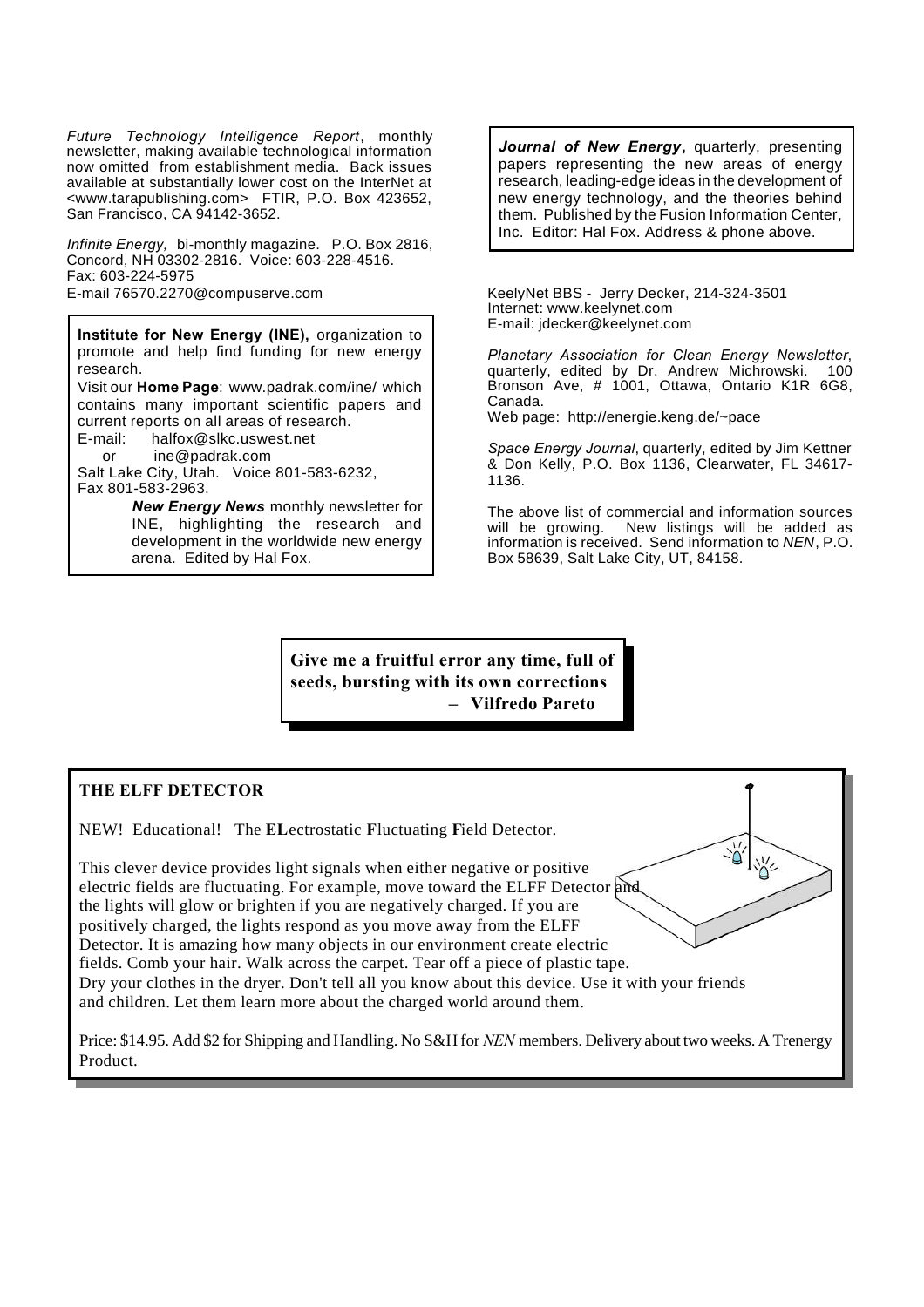*Future Technology Intelligence Report*, monthly newsletter, making available technological information now omitted from establishment media. Back issues available at substantially lower cost on the InterNet at <www.tarapublishing.com> FTIR, P.O. Box 423652, San Francisco, CA 94142-3652.

*Infinite Energy,* bi-monthly magazine. P.O. Box 2816, Concord, NH 03302-2816. Voice: 603-228-4516. Fax: 603-224-5975
E-mail 76570.2270@compuserve.com

**Institute for New Energy (INE),** organization to promote and help find funding for new energy research.
Visit our **Home Page**: www.padrak.com/ine/ which contains many important scientific papers and current reports on all areas of research.
E-mail: halfox@slkc.uswest.net
or ine@padrak.com
Salt Lake City, Utah. Voice 801-583-6232, Fax 801-583-2963.

***New Energy News*** monthly newsletter for INE, highlighting the research and development in the worldwide new energy arena. Edited by Hal Fox.

***Journal of New Energy*****,** quarterly, presenting papers representing the new areas of energy research, leading-edge ideas in the development of new energy technology, and the theories behind them. Published by the Fusion Information Center, Inc. Editor: Hal Fox. Address & phone above.

KeelyNet BBS - Jerry Decker, 214-324-3501
Internet: www.keelynet.com
E-mail: jdecker@keelynet.com

*Planetary Association for Clean Energy Newsletter*, quarterly, edited by Dr. Andrew Michrowski. 100 Bronson Ave, # 1001, Ottawa, Ontario K1R 6G8, Canada.
Web page: http://energie.keng.de/~pace

*Space Energy Journal*, quarterly, edited by Jim Kettner & Don Kelly, P.O. Box 1136, Clearwater, FL 34617-1136.

The above list of commercial and information sources will be growing. New listings will be added as information is received. Send information to *NEN*, P.O. Box 58639, Salt Lake City, UT, 84158.

**Give me a fruitful error any time, full of seeds, bursting with its own corrections – Vilfredo Pareto**

## THE ELFF DETECTOR

NEW! Educational! The **EL**ectrostatic **F**luctuating **F**ield Detector.

This clever device provides light signals when either negative or positive electric fields are fluctuating. For example, move toward the ELFF Detector and the lights will glow or brighten if you are negatively charged. If you are positively charged, the lights respond as you move away from the ELFF Detector. It is amazing how many objects in our environment create electric fields. Comb your hair. Walk across the carpet. Tear off a piece of plastic tape. Dry your clothes in the dryer. Don't tell all you know about this device. Use it with your friends and children. Let them learn more about the charged world around them.

Price: $14.95. Add $2 for Shipping and Handling. No S&H for *NEN* members. Delivery about two weeks. A Trenergy Product.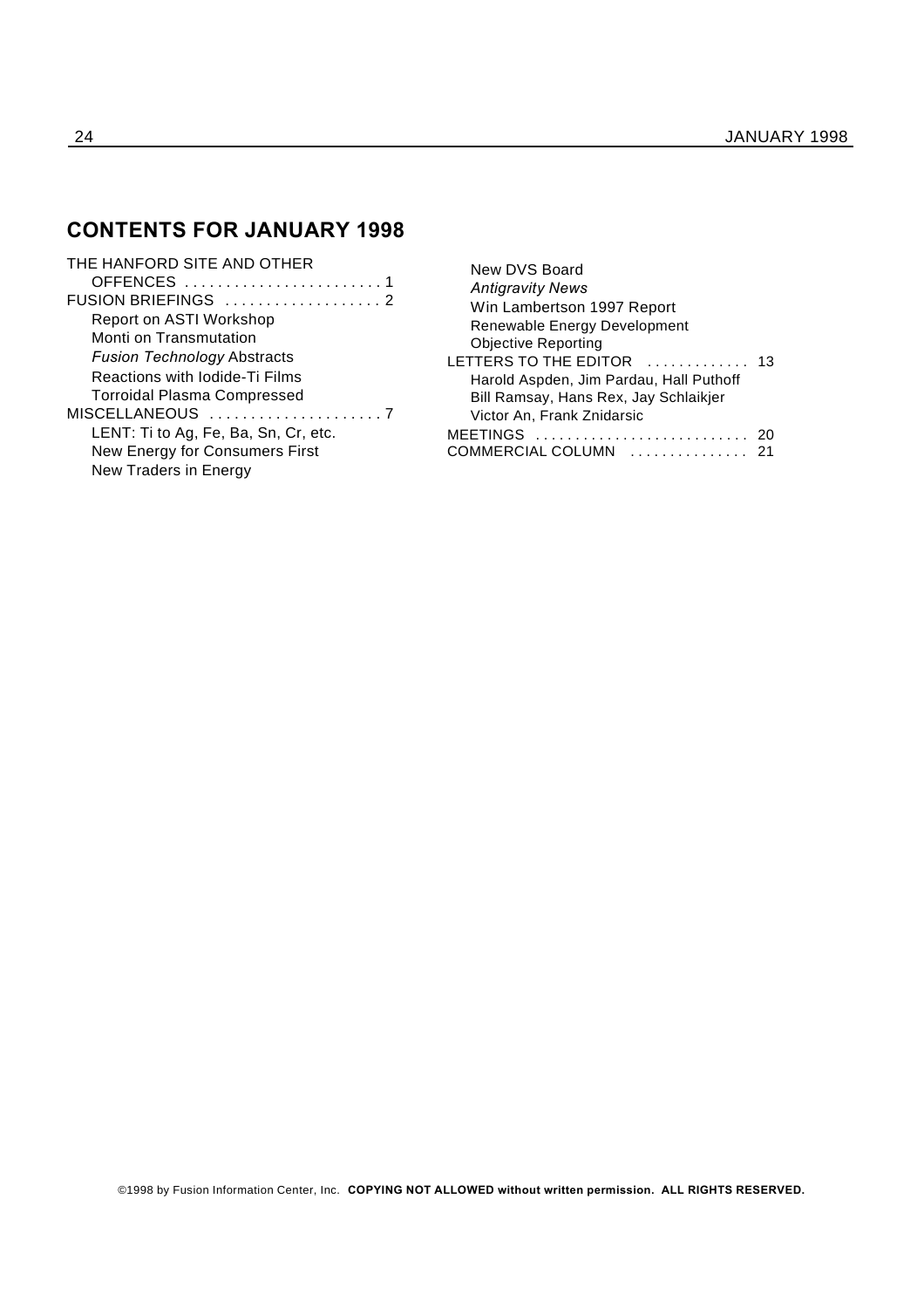## CONTENTS FOR JANUARY 1998

THE HANFORD SITE AND OTHER OFFENCES . . . . . . . . . . . . . . . . . . . . . . . . 1

FUSION BRIEFINGS . . . . . . . . . . . . . . . . . . . 2
- Report on ASTI Workshop
- Monti on Transmutation
- *Fusion Technology* Abstracts
- Reactions with Iodide-Ti Films
- Torroidal Plasma Compressed

MISCELLANEOUS . . . . . . . . . . . . . . . . . . . . . 7
- LENT: Ti to Ag, Fe, Ba, Sn, Cr, etc.
- New Energy for Consumers First
- New Traders in Energy
- New DVS Board
- *Antigravity News*
- Win Lambertson 1997 Report
- Renewable Energy Development
- Objective Reporting

LETTERS TO THE EDITOR . . . . . . . . . . . . . 13
- Harold Aspden, Jim Pardau, Hall Puthoff
- Bill Ramsay, Hans Rex, Jay Schlaikjer
- Victor An, Frank Znidarsic

MEETINGS . . . . . . . . . . . . . . . . . . . . . . . . . . . 20

COMMERCIAL COLUMN . . . . . . . . . . . . . . . 21

©1998 by Fusion Information Center, Inc. **COPYING NOT ALLOWED without written permission. ALL RIGHTS RESERVED.**